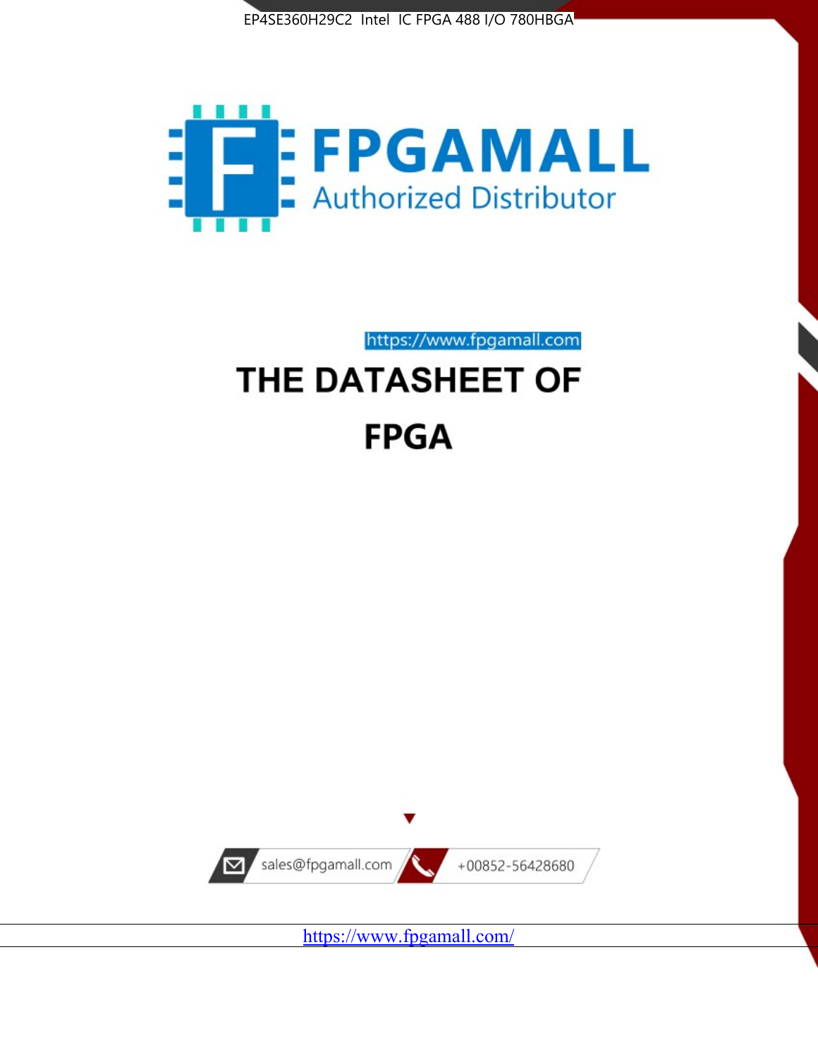EP4SE360H29C2 Intel IC FPGA 488 I/O 780HBGA

FPGAMALL

Authorized Distributor

https://www.fpgamall.com

# THE DATASHEET OF

# FPGA

sales@fpgamall.com

+00852-56428680

https://www.fpgamall.com/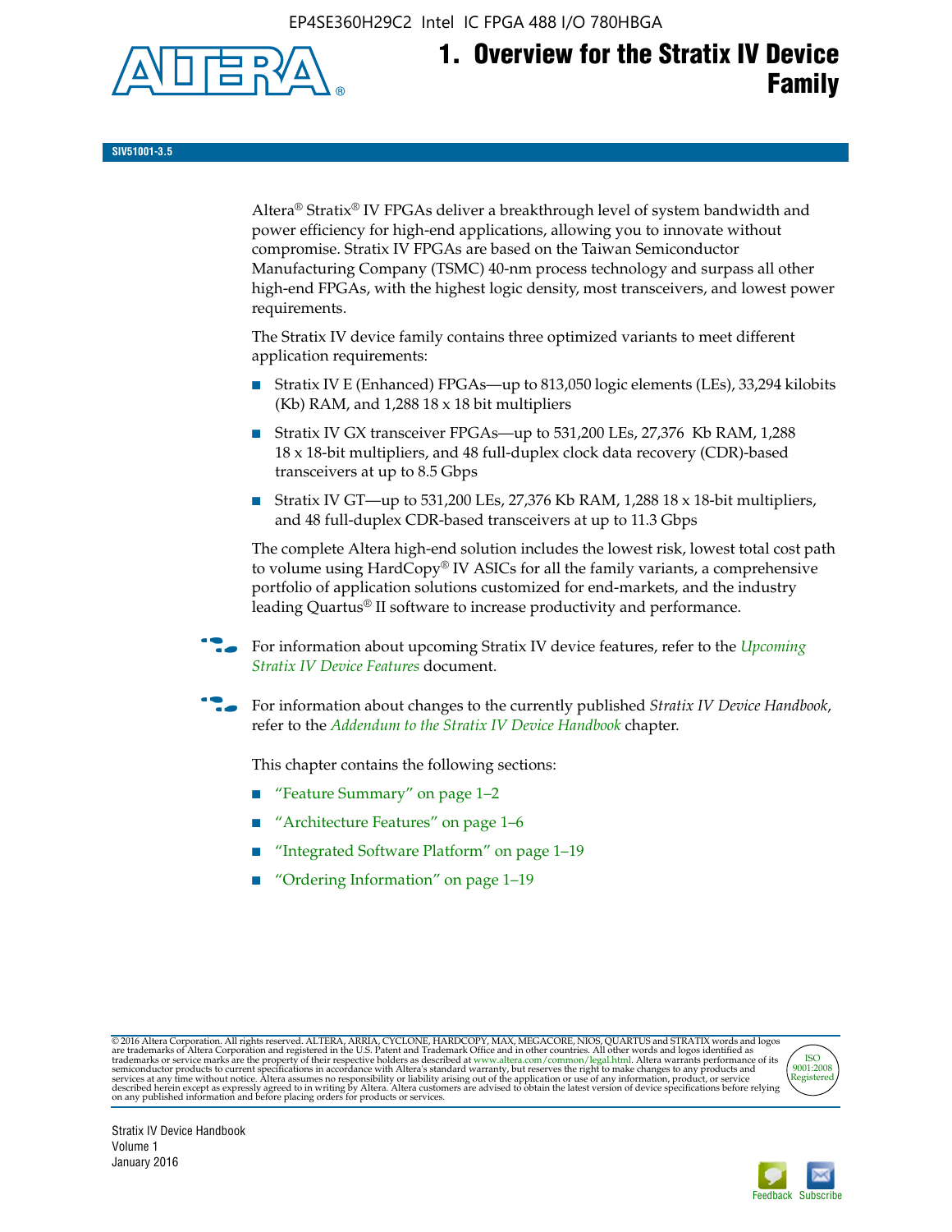# 1. Overview for the Stratix IV Device Family

SIV51001-3.5

Altera® Stratix® IV FPGAs deliver a breakthrough level of system bandwidth and power efficiency for high-end applications, allowing you to innovate without compromise. Stratix IV FPGAs are based on the Taiwan Semiconductor Manufacturing Company (TSMC) 40-nm process technology and surpass all other high-end FPGAs, with the highest logic density, most transceivers, and lowest power requirements.

The Stratix IV device family contains three optimized variants to meet different application requirements:

- Stratix IV E (Enhanced) FPGAs—up to 813,050 logic elements (LEs), 33,294 kilobits (Kb) RAM, and 1,288 18 x 18 bit multipliers
- Stratix IV GX transceiver FPGAs—up to 531,200 LEs, 27,376 Kb RAM, 1,288 18 x 18-bit multipliers, and 48 full-duplex clock data recovery (CDR)-based transceivers at up to 8.5 Gbps
- Stratix IV GT—up to 531,200 LEs, 27,376 Kb RAM, 1,288 18 x 18-bit multipliers, and 48 full-duplex CDR-based transceivers at up to 11.3 Gbps

The complete Altera high-end solution includes the lowest risk, lowest total cost path to volume using HardCopy® IV ASICs for all the family variants, a comprehensive portfolio of application solutions customized for end-markets, and the industry leading Quartus® II software to increase productivity and performance.

For information about upcoming Stratix IV device features, refer to the *Upcoming Stratix IV Device Features* document.

For information about changes to the currently published *Stratix IV Device Handbook*, refer to the *Addendum to the Stratix IV Device Handbook* chapter.

This chapter contains the following sections:

- "Feature Summary" on page 1–2
- "Architecture Features" on page 1–6
- "Integrated Software Platform" on page 1–19
- "Ordering Information" on page 1–19

© 2016 Altera Corporation. All rights reserved. ALTERA, ARRIA, CYCLONE, HARDCOPY, MAX, MEGACORE, NIOS, QUARTUS and STRATIX words and logos are trademarks of Altera Corporation and registered in the U.S. Patent and Trademark Office and in other countries. All other words and logos identified as trademarks or service marks are the property of their respective holders as described at www.altera.com/common/legal.html. Altera warrants performance of its semiconductor products to current specifications in accordance with Altera's standard warranty, but reserves the right to make changes to any products and services at any time without notice. Altera assumes no responsibility or liability arising out of the application or use of any information, product, or service described herein except as expressly agreed to in writing by Altera. Altera customers are advised to obtain the latest version of device specifications before relying on any published information and before placing orders for products or services.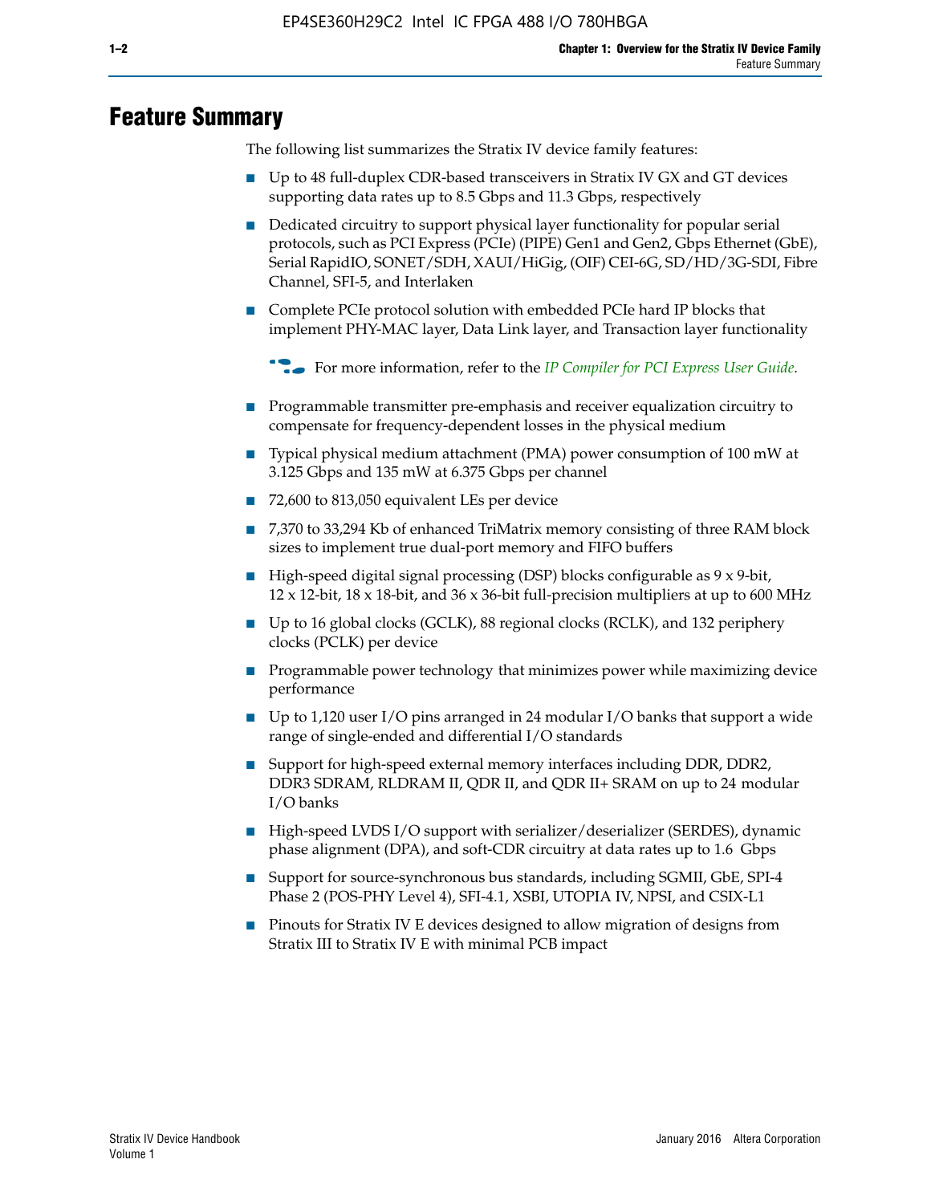# Feature Summary

The following list summarizes the Stratix IV device family features:

- Up to 48 full-duplex CDR-based transceivers in Stratix IV GX and GT devices supporting data rates up to 8.5 Gbps and 11.3 Gbps, respectively
- Dedicated circuitry to support physical layer functionality for popular serial protocols, such as PCI Express (PCIe) (PIPE) Gen1 and Gen2, Gbps Ethernet (GbE), Serial RapidIO, SONET/SDH, XAUI/HiGig, (OIF) CEI-6G, SD/HD/3G-SDI, Fibre Channel, SFI-5, and Interlaken
- Complete PCIe protocol solution with embedded PCIe hard IP blocks that implement PHY-MAC layer, Data Link layer, and Transaction layer functionality

  For more information, refer to the *IP Compiler for PCI Express User Guide*.

- Programmable transmitter pre-emphasis and receiver equalization circuitry to compensate for frequency-dependent losses in the physical medium
- Typical physical medium attachment (PMA) power consumption of 100 mW at 3.125 Gbps and 135 mW at 6.375 Gbps per channel
- 72,600 to 813,050 equivalent LEs per device
- 7,370 to 33,294 Kb of enhanced TriMatrix memory consisting of three RAM block sizes to implement true dual-port memory and FIFO buffers
- High-speed digital signal processing (DSP) blocks configurable as 9 x 9-bit, 12 x 12-bit, 18 x 18-bit, and 36 x 36-bit full-precision multipliers at up to 600 MHz
- Up to 16 global clocks (GCLK), 88 regional clocks (RCLK), and 132 periphery clocks (PCLK) per device
- Programmable power technology that minimizes power while maximizing device performance
- Up to 1,120 user I/O pins arranged in 24 modular I/O banks that support a wide range of single-ended and differential I/O standards
- Support for high-speed external memory interfaces including DDR, DDR2, DDR3 SDRAM, RLDRAM II, QDR II, and QDR II+ SRAM on up to 24 modular I/O banks
- High-speed LVDS I/O support with serializer/deserializer (SERDES), dynamic phase alignment (DPA), and soft-CDR circuitry at data rates up to 1.6 Gbps
- Support for source-synchronous bus standards, including SGMII, GbE, SPI-4 Phase 2 (POS-PHY Level 4), SFI-4.1, XSBI, UTOPIA IV, NPSI, and CSIX-L1
- Pinouts for Stratix IV E devices designed to allow migration of designs from Stratix III to Stratix IV E with minimal PCB impact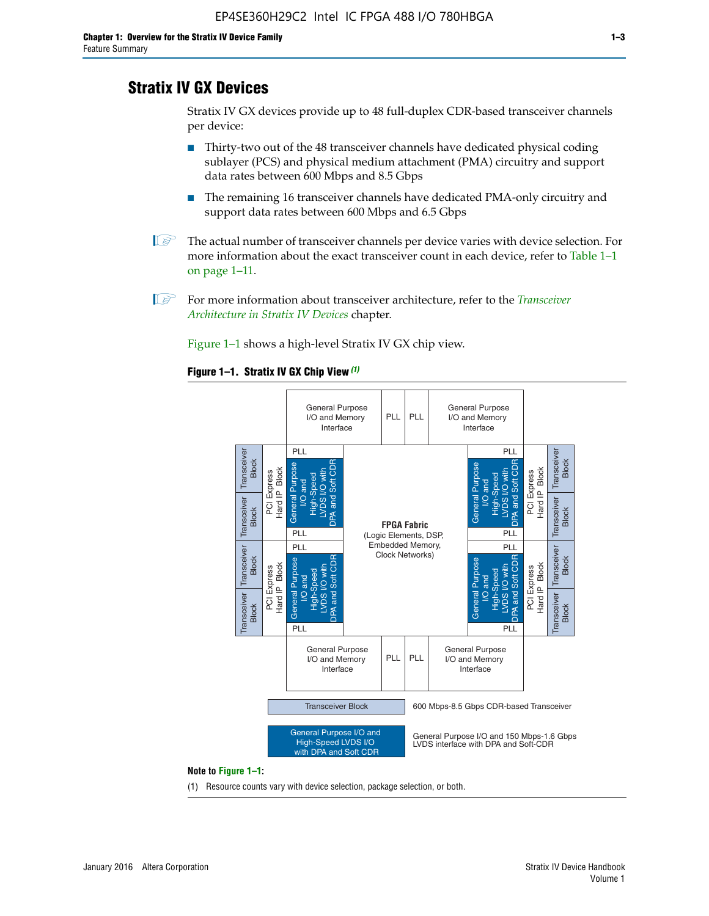# Stratix IV GX Devices

Stratix IV GX devices provide up to 48 full-duplex CDR-based transceiver channels per device:

- Thirty-two out of the 48 transceiver channels have dedicated physical coding sublayer (PCS) and physical medium attachment (PMA) circuitry and support data rates between 600 Mbps and 8.5 Gbps
- The remaining 16 transceiver channels have dedicated PMA-only circuitry and support data rates between 600 Mbps and 6.5 Gbps

The actual number of transceiver channels per device varies with device selection. For more information about the exact transceiver count in each device, refer to Table 1–1 on page 1–11.

For more information about transceiver architecture, refer to the *Transceiver Architecture in Stratix IV Devices* chapter.

Figure 1–1 shows a high-level Stratix IV GX chip view.

**Figure 1–1. Stratix IV GX Chip View** *(1)*

General Purpose I/O and Memory Interface | PLL | PLL | General Purpose I/O and Memory Interface

Transceiver Block | PCI Express Hard IP Block | PLL | General Purpose I/O and High-Speed LVDS I/O with DPA and Soft CDR | PLL

**FPGA Fabric** (Logic Elements, DSP, Embedded Memory, Clock Networks)

Transceiver Block — 600 Mbps-8.5 Gbps CDR-based Transceiver

General Purpose I/O and High-Speed LVDS I/O with DPA and Soft CDR — General Purpose I/O and 150 Mbps-1.6 Gbps LVDS interface with DPA and Soft-CDR

**Note to Figure 1–1:**

(1) Resource counts vary with device selection, package selection, or both.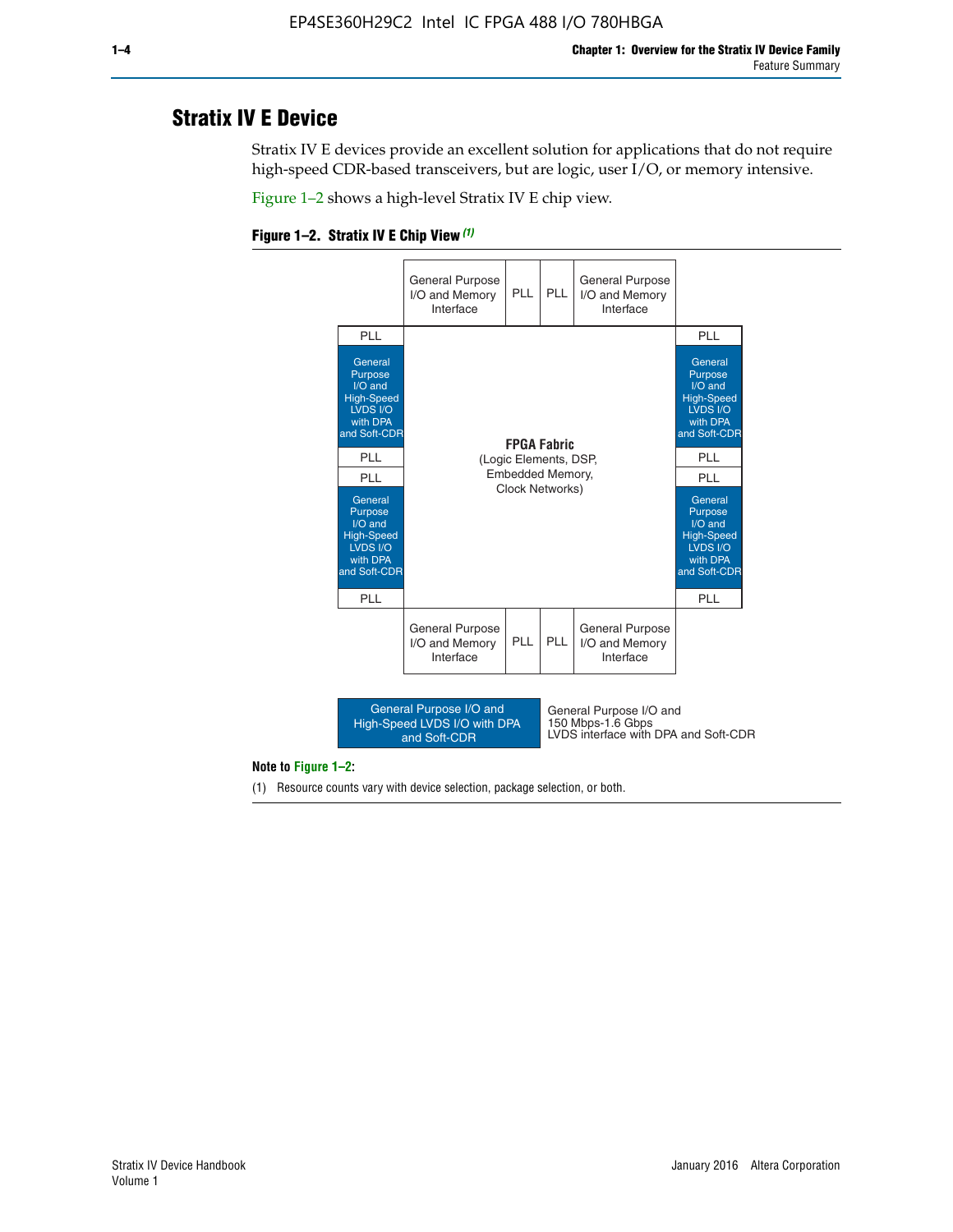## Stratix IV E Device

Stratix IV E devices provide an excellent solution for applications that do not require high-speed CDR-based transceivers, but are logic, user I/O, or memory intensive.

Figure 1–2 shows a high-level Stratix IV E chip view.

**Figure 1–2. Stratix IV E Chip View (1)**

| | General Purpose I/O and Memory Interface | PLL | PLL | General Purpose I/O and Memory Interface | |
|---|---|---|---|---|---|
| PLL | | | | | PLL |
| General Purpose I/O and High-Speed LVDS I/O with DPA and Soft-CDR | | | | | General Purpose I/O and High-Speed LVDS I/O with DPA and Soft-CDR |
| PLL | | **FPGA Fabric** (Logic Elements, DSP, Embedded Memory, Clock Networks) | | | PLL |
| PLL | | | | | PLL |
| General Purpose I/O and High-Speed LVDS I/O with DPA and Soft-CDR | | | | | General Purpose I/O and High-Speed LVDS I/O with DPA and Soft-CDR |
| PLL | | | | | PLL |
| | General Purpose I/O and Memory Interface | PLL | PLL | General Purpose I/O and Memory Interface | |

| Legend | |
|---|---|
| General Purpose I/O and High-Speed LVDS I/O with DPA and Soft-CDR | General Purpose I/O and 150 Mbps-1.6 Gbps LVDS interface with DPA and Soft-CDR |

**Note to Figure 1–2:**

(1) Resource counts vary with device selection, package selection, or both.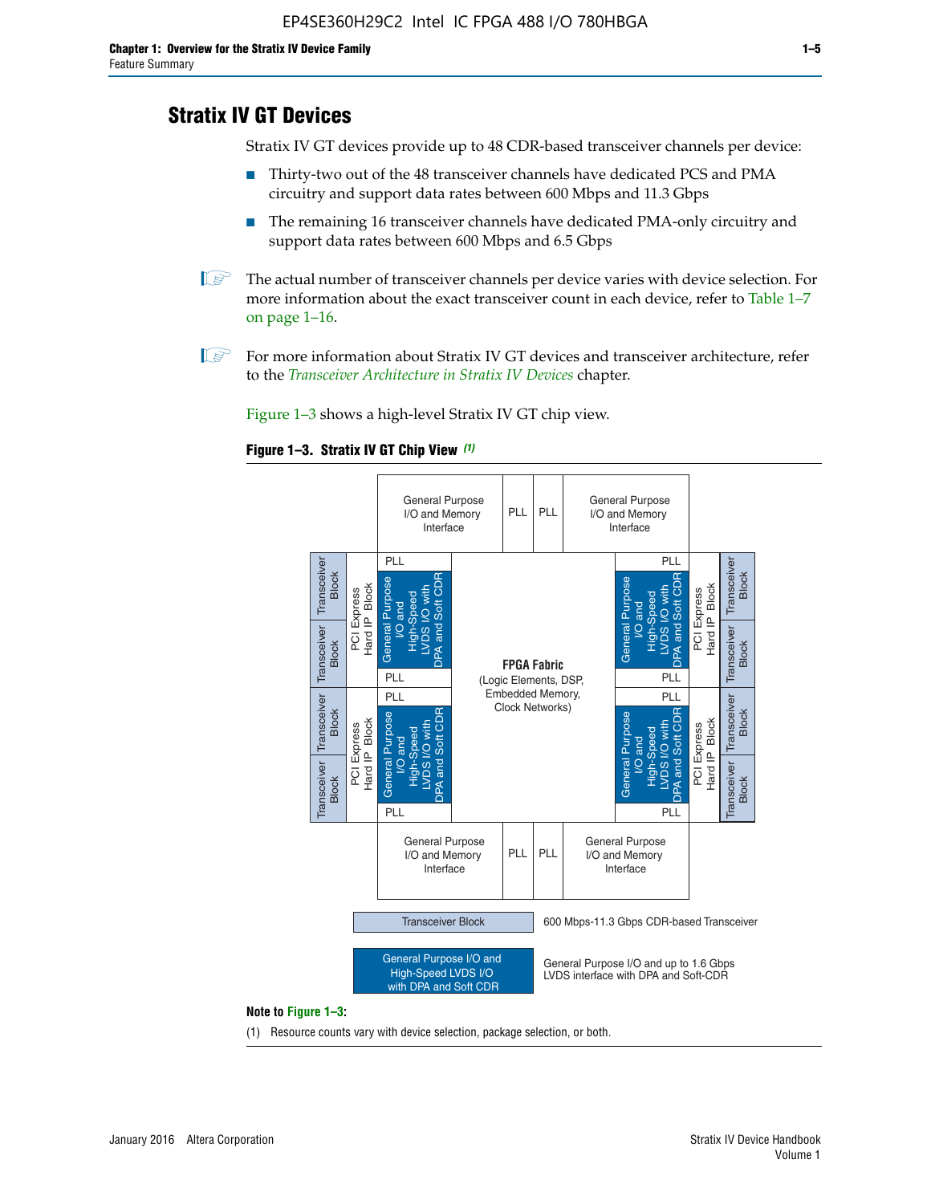## Stratix IV GT Devices

Stratix IV GT devices provide up to 48 CDR-based transceiver channels per device:

- Thirty-two out of the 48 transceiver channels have dedicated PCS and PMA circuitry and support data rates between 600 Mbps and 11.3 Gbps
- The remaining 16 transceiver channels have dedicated PMA-only circuitry and support data rates between 600 Mbps and 6.5 Gbps

The actual number of transceiver channels per device varies with device selection. For more information about the exact transceiver count in each device, refer to Table 1–7 on page 1–16.

For more information about Stratix IV GT devices and transceiver architecture, refer to the *Transceiver Architecture in Stratix IV Devices* chapter.

Figure 1–3 shows a high-level Stratix IV GT chip view.

**Figure 1–3. Stratix IV GT Chip View** *(1)*

General Purpose I/O and Memory Interface | PLL | PLL | General Purpose I/O and Memory Interface

Transceiver Block | Transceiver Block | PCI Express Hard IP Block | PLL | General Purpose I/O and High-Speed LVDS I/O with DPA and Soft CDR | PLL

FPGA Fabric (Logic Elements, DSP, Embedded Memory, Clock Networks)

Transceiver Block — 600 Mbps-11.3 Gbps CDR-based Transceiver

General Purpose I/O and High-Speed LVDS I/O with DPA and Soft CDR — General Purpose I/O and up to 1.6 Gbps LVDS interface with DPA and Soft-CDR

**Note to Figure 1–3:**

(1) Resource counts vary with device selection, package selection, or both.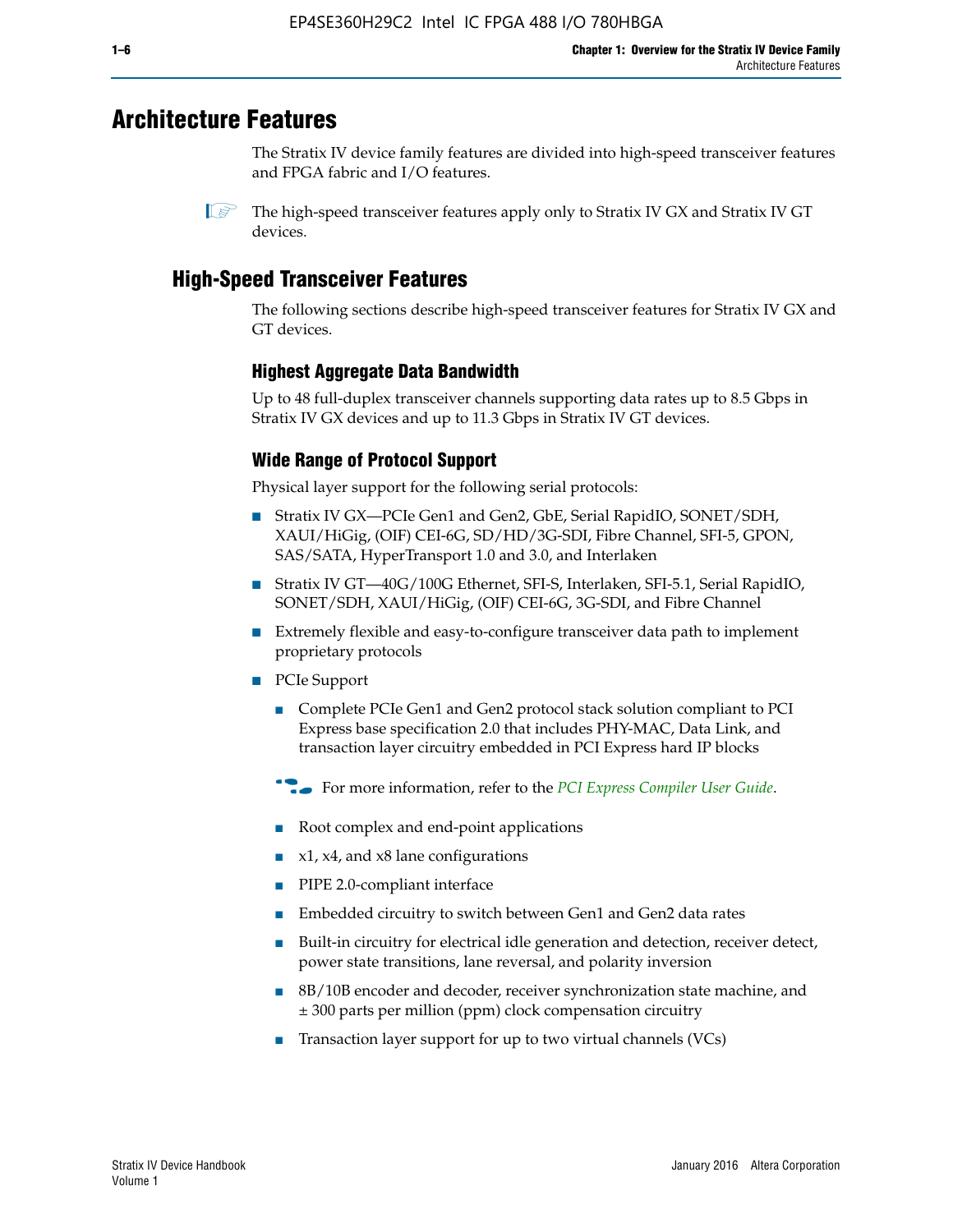# Architecture Features

The Stratix IV device family features are divided into high-speed transceiver features and FPGA fabric and I/O features.

The high-speed transceiver features apply only to Stratix IV GX and Stratix IV GT devices.

## High-Speed Transceiver Features

The following sections describe high-speed transceiver features for Stratix IV GX and GT devices.

### Highest Aggregate Data Bandwidth

Up to 48 full-duplex transceiver channels supporting data rates up to 8.5 Gbps in Stratix IV GX devices and up to 11.3 Gbps in Stratix IV GT devices.

### Wide Range of Protocol Support

Physical layer support for the following serial protocols:

- Stratix IV GX—PCIe Gen1 and Gen2, GbE, Serial RapidIO, SONET/SDH, XAUI/HiGig, (OIF) CEI-6G, SD/HD/3G-SDI, Fibre Channel, SFI-5, GPON, SAS/SATA, HyperTransport 1.0 and 3.0, and Interlaken
- Stratix IV GT—40G/100G Ethernet, SFI-S, Interlaken, SFI-5.1, Serial RapidIO, SONET/SDH, XAUI/HiGig, (OIF) CEI-6G, 3G-SDI, and Fibre Channel
- Extremely flexible and easy-to-configure transceiver data path to implement proprietary protocols
- PCIe Support
  - Complete PCIe Gen1 and Gen2 protocol stack solution compliant to PCI Express base specification 2.0 that includes PHY-MAC, Data Link, and transaction layer circuitry embedded in PCI Express hard IP blocks

  For more information, refer to the *PCI Express Compiler User Guide*.

  - Root complex and end-point applications
  - x1, x4, and x8 lane configurations
  - PIPE 2.0-compliant interface
  - Embedded circuitry to switch between Gen1 and Gen2 data rates
  - Built-in circuitry for electrical idle generation and detection, receiver detect, power state transitions, lane reversal, and polarity inversion
  - 8B/10B encoder and decoder, receiver synchronization state machine, and ± 300 parts per million (ppm) clock compensation circuitry
  - Transaction layer support for up to two virtual channels (VCs)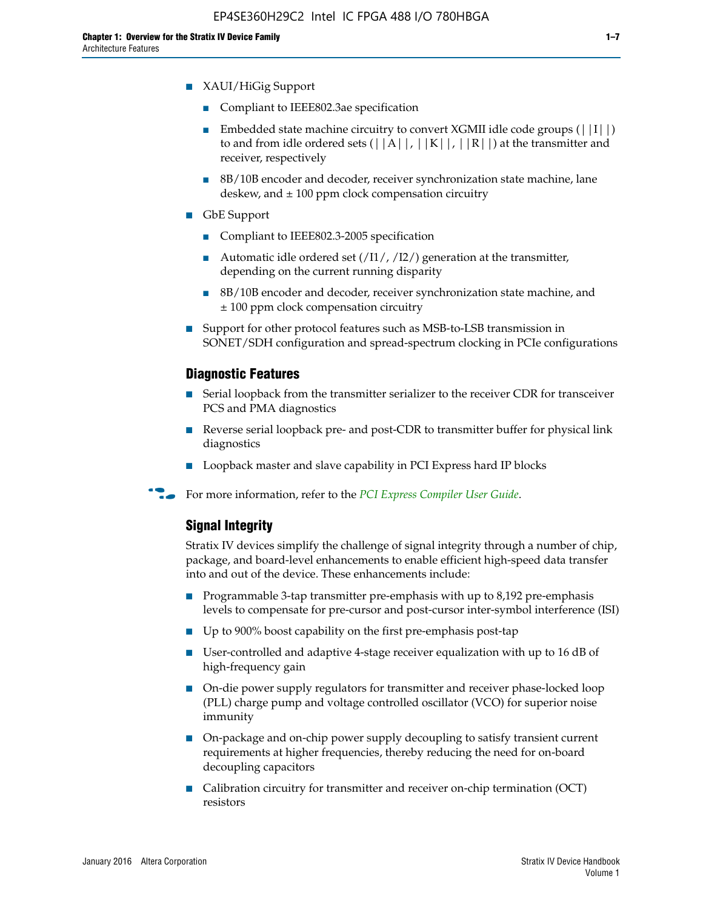- XAUI/HiGig Support
  - Compliant to IEEE802.3ae specification
  - Embedded state machine circuitry to convert XGMII idle code groups (||I||) to and from idle ordered sets (||A||, ||K||, ||R||) at the transmitter and receiver, respectively
  - 8B/10B encoder and decoder, receiver synchronization state machine, lane deskew, and ± 100 ppm clock compensation circuitry
- GbE Support
  - Compliant to IEEE802.3-2005 specification
  - Automatic idle ordered set (/I1/, /I2/) generation at the transmitter, depending on the current running disparity
  - 8B/10B encoder and decoder, receiver synchronization state machine, and ± 100 ppm clock compensation circuitry
- Support for other protocol features such as MSB-to-LSB transmission in SONET/SDH configuration and spread-spectrum clocking in PCIe configurations

## Diagnostic Features

- Serial loopback from the transmitter serializer to the receiver CDR for transceiver PCS and PMA diagnostics
- Reverse serial loopback pre- and post-CDR to transmitter buffer for physical link diagnostics
- Loopback master and slave capability in PCI Express hard IP blocks

For more information, refer to the *PCI Express Compiler User Guide*.

## Signal Integrity

Stratix IV devices simplify the challenge of signal integrity through a number of chip, package, and board-level enhancements to enable efficient high-speed data transfer into and out of the device. These enhancements include:

- Programmable 3-tap transmitter pre-emphasis with up to 8,192 pre-emphasis levels to compensate for pre-cursor and post-cursor inter-symbol interference (ISI)
- Up to 900% boost capability on the first pre-emphasis post-tap
- User-controlled and adaptive 4-stage receiver equalization with up to 16 dB of high-frequency gain
- On-die power supply regulators for transmitter and receiver phase-locked loop (PLL) charge pump and voltage controlled oscillator (VCO) for superior noise immunity
- On-package and on-chip power supply decoupling to satisfy transient current requirements at higher frequencies, thereby reducing the need for on-board decoupling capacitors
- Calibration circuitry for transmitter and receiver on-chip termination (OCT) resistors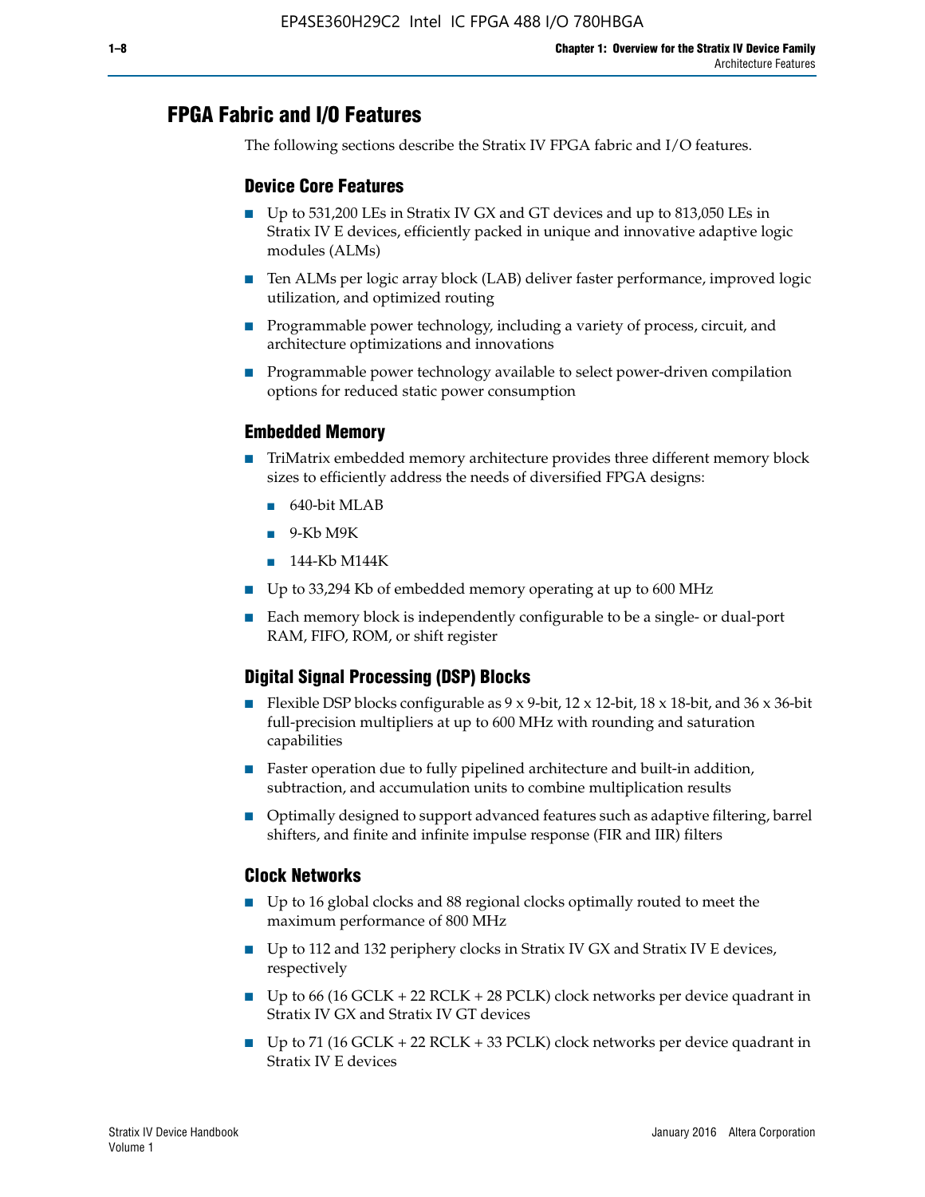## FPGA Fabric and I/O Features

The following sections describe the Stratix IV FPGA fabric and I/O features.

### Device Core Features

- Up to 531,200 LEs in Stratix IV GX and GT devices and up to 813,050 LEs in Stratix IV E devices, efficiently packed in unique and innovative adaptive logic modules (ALMs)
- Ten ALMs per logic array block (LAB) deliver faster performance, improved logic utilization, and optimized routing
- Programmable power technology, including a variety of process, circuit, and architecture optimizations and innovations
- Programmable power technology available to select power-driven compilation options for reduced static power consumption

### Embedded Memory

- TriMatrix embedded memory architecture provides three different memory block sizes to efficiently address the needs of diversified FPGA designs:
  - 640-bit MLAB
  - 9-Kb M9K
  - 144-Kb M144K
- Up to 33,294 Kb of embedded memory operating at up to 600 MHz
- Each memory block is independently configurable to be a single- or dual-port RAM, FIFO, ROM, or shift register

### Digital Signal Processing (DSP) Blocks

- Flexible DSP blocks configurable as 9 x 9-bit, 12 x 12-bit, 18 x 18-bit, and 36 x 36-bit full-precision multipliers at up to 600 MHz with rounding and saturation capabilities
- Faster operation due to fully pipelined architecture and built-in addition, subtraction, and accumulation units to combine multiplication results
- Optimally designed to support advanced features such as adaptive filtering, barrel shifters, and finite and infinite impulse response (FIR and IIR) filters

### Clock Networks

- Up to 16 global clocks and 88 regional clocks optimally routed to meet the maximum performance of 800 MHz
- Up to 112 and 132 periphery clocks in Stratix IV GX and Stratix IV E devices, respectively
- Up to 66 (16 GCLK + 22 RCLK + 28 PCLK) clock networks per device quadrant in Stratix IV GX and Stratix IV GT devices
- Up to 71 (16 GCLK + 22 RCLK + 33 PCLK) clock networks per device quadrant in Stratix IV E devices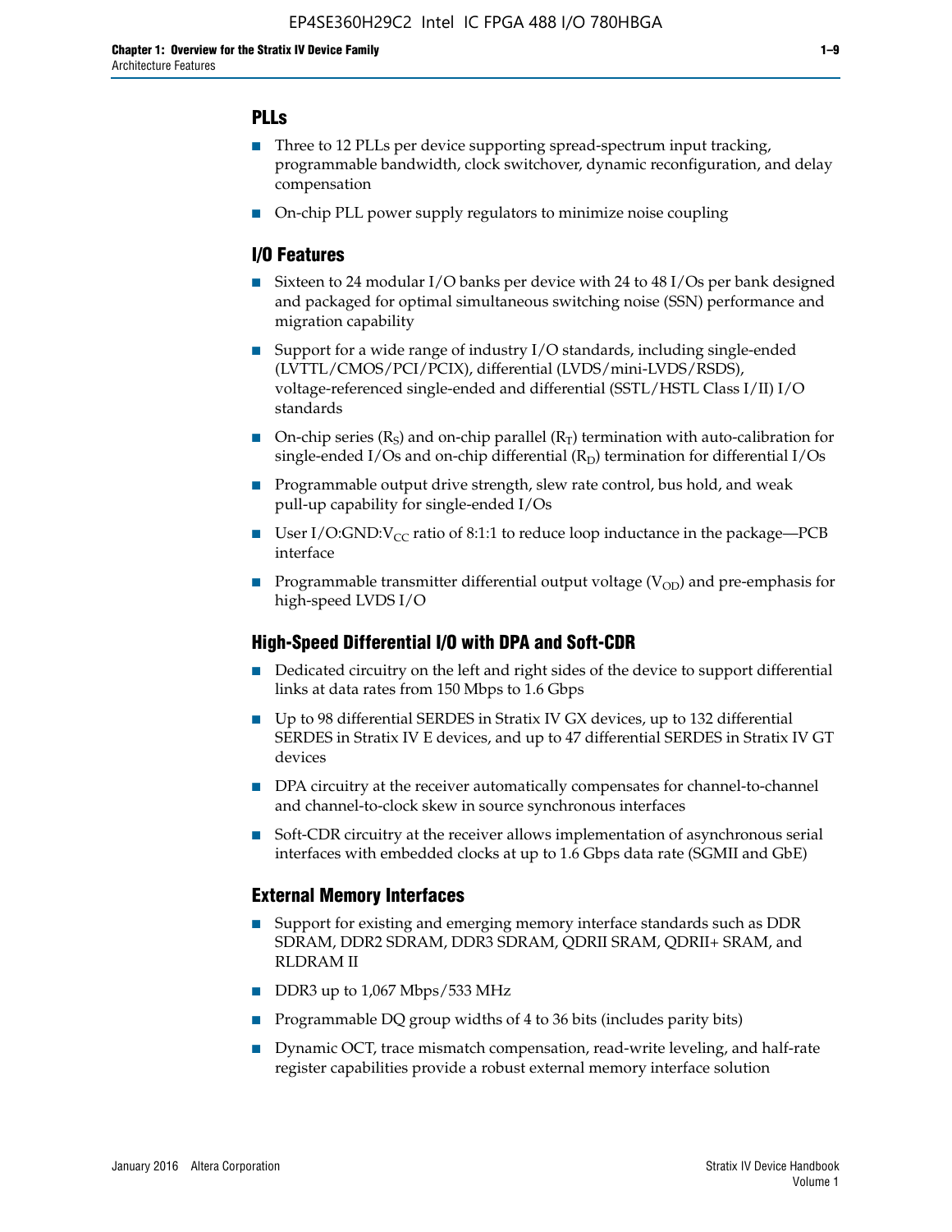## PLLs

- Three to 12 PLLs per device supporting spread-spectrum input tracking, programmable bandwidth, clock switchover, dynamic reconfiguration, and delay compensation
- On-chip PLL power supply regulators to minimize noise coupling

## I/O Features

- Sixteen to 24 modular I/O banks per device with 24 to 48 I/Os per bank designed and packaged for optimal simultaneous switching noise (SSN) performance and migration capability
- Support for a wide range of industry I/O standards, including single-ended (LVTTL/CMOS/PCI/PCIX), differential (LVDS/mini-LVDS/RSDS), voltage-referenced single-ended and differential (SSTL/HSTL Class I/II) I/O standards
- On-chip series ($R_S$) and on-chip parallel ($R_T$) termination with auto-calibration for single-ended I/Os and on-chip differential ($R_D$) termination for differential I/Os
- Programmable output drive strength, slew rate control, bus hold, and weak pull-up capability for single-ended I/Os
- User I/O:GND:$V_{CC}$ ratio of 8:1:1 to reduce loop inductance in the package—PCB interface
- Programmable transmitter differential output voltage ($V_{OD}$) and pre-emphasis for high-speed LVDS I/O

## High-Speed Differential I/O with DPA and Soft-CDR

- Dedicated circuitry on the left and right sides of the device to support differential links at data rates from 150 Mbps to 1.6 Gbps
- Up to 98 differential SERDES in Stratix IV GX devices, up to 132 differential SERDES in Stratix IV E devices, and up to 47 differential SERDES in Stratix IV GT devices
- DPA circuitry at the receiver automatically compensates for channel-to-channel and channel-to-clock skew in source synchronous interfaces
- Soft-CDR circuitry at the receiver allows implementation of asynchronous serial interfaces with embedded clocks at up to 1.6 Gbps data rate (SGMII and GbE)

## External Memory Interfaces

- Support for existing and emerging memory interface standards such as DDR SDRAM, DDR2 SDRAM, DDR3 SDRAM, QDRII SRAM, QDRII+ SRAM, and RLDRAM II
- DDR3 up to 1,067 Mbps/533 MHz
- Programmable DQ group widths of 4 to 36 bits (includes parity bits)
- Dynamic OCT, trace mismatch compensation, read-write leveling, and half-rate register capabilities provide a robust external memory interface solution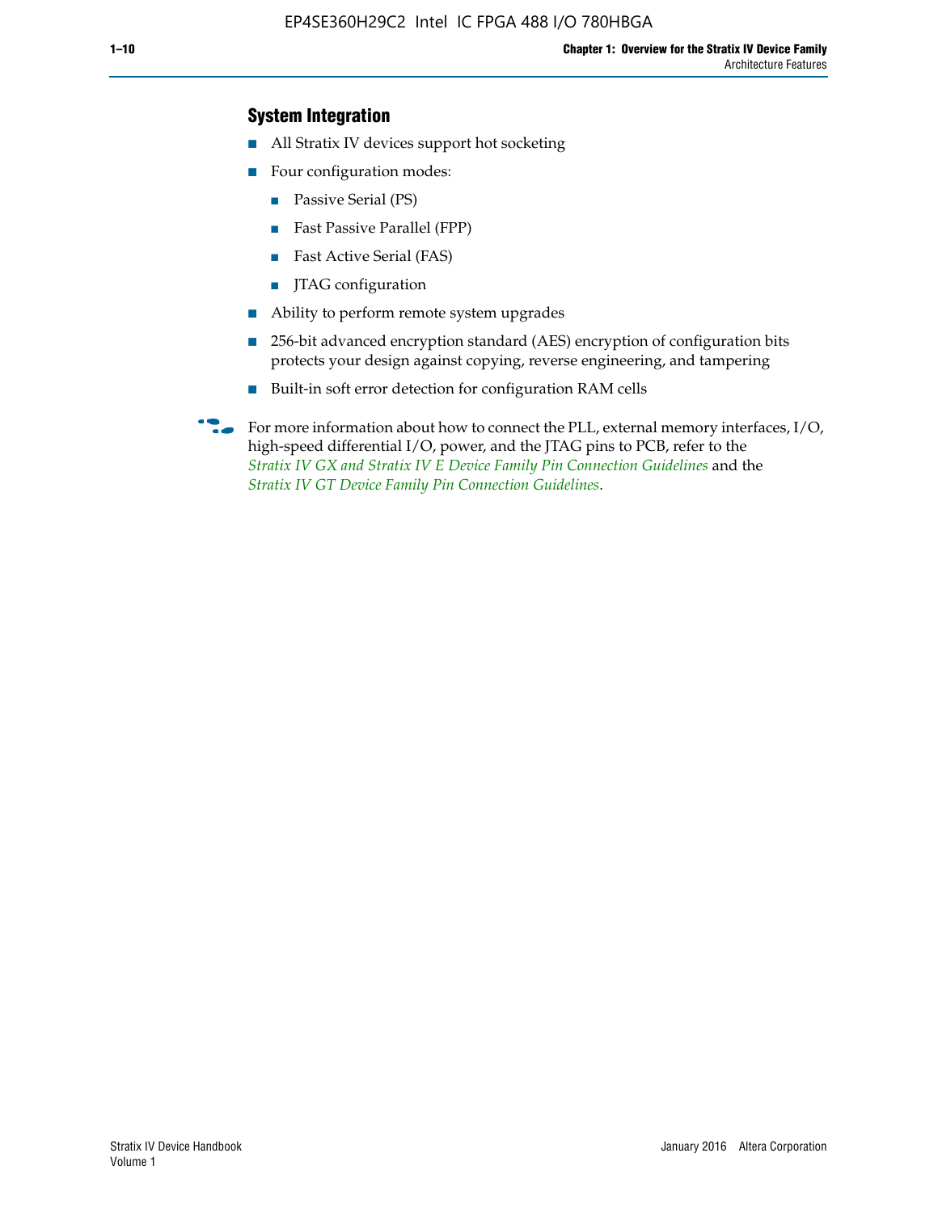### System Integration

- All Stratix IV devices support hot socketing
- Four configuration modes:
  - Passive Serial (PS)
  - Fast Passive Parallel (FPP)
  - Fast Active Serial (FAS)
  - JTAG configuration
- Ability to perform remote system upgrades
- 256-bit advanced encryption standard (AES) encryption of configuration bits protects your design against copying, reverse engineering, and tampering
- Built-in soft error detection for configuration RAM cells

For more information about how to connect the PLL, external memory interfaces, I/O, high-speed differential I/O, power, and the JTAG pins to PCB, refer to the *Stratix IV GX and Stratix IV E Device Family Pin Connection Guidelines* and the *Stratix IV GT Device Family Pin Connection Guidelines*.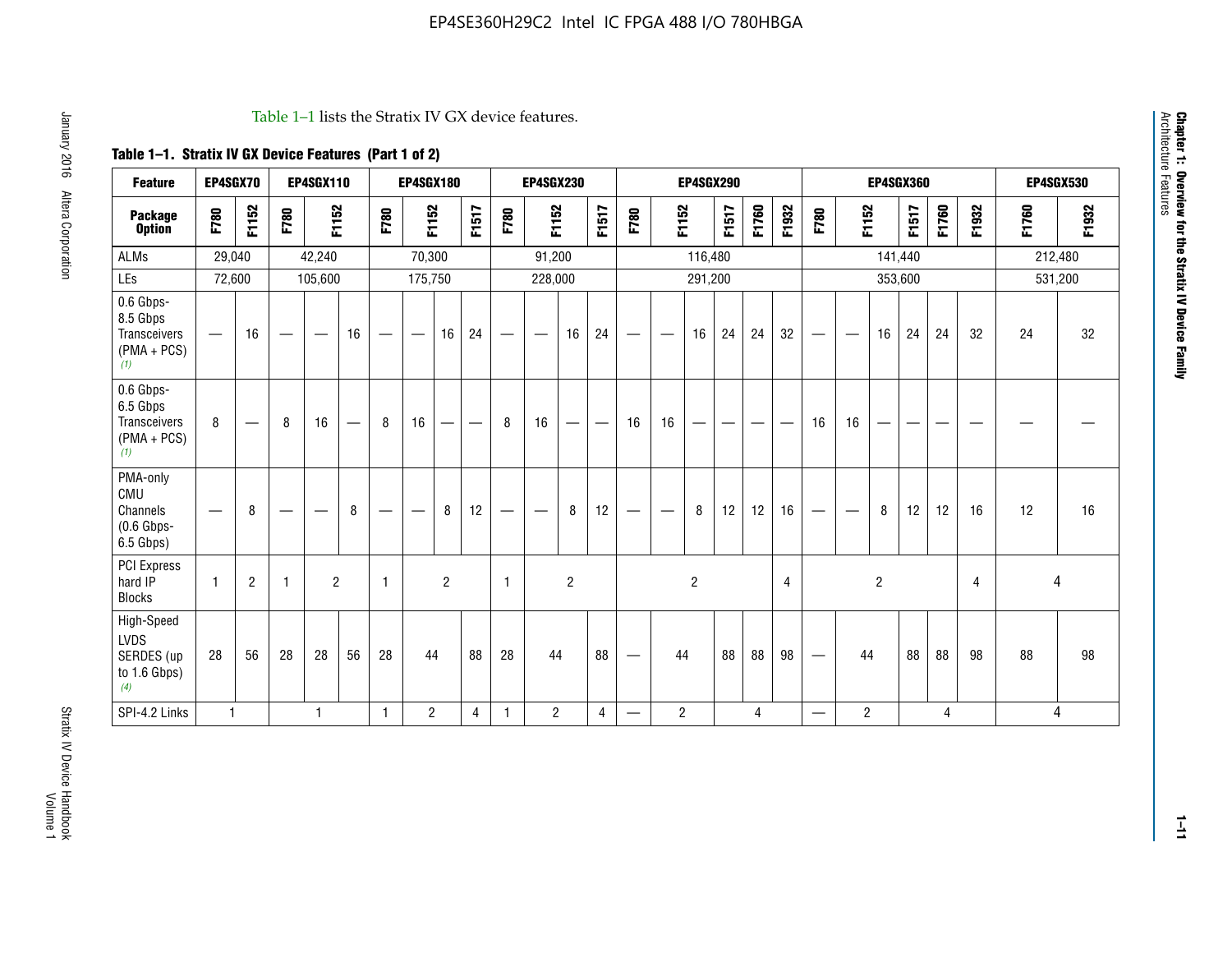Table 1–1 lists the Stratix IV GX device features.

**Table 1–1. Stratix IV GX Device Features (Part 1 of 2)**

| Feature | EP4SGX70 | | EP4SGX110 | | | EP4SGX180 | | | | EP4SGX230 | | | | EP4SGX290 | | | | | | EP4SGX360 | | | | | | EP4SGX530 | |
|---|---|---|---|---|---|---|---|---|---|---|---|---|---|---|---|---|---|---|---|---|---|---|---|---|---|---|---|
| **Package Option** | F780 | F1152 | F780 | F1152 | | F780 | F1152 | | F1517 | F780 | F1152 | | F1517 | F780 | F1152 | | F1517 | F1760 | F1932 | F780 | F1152 | | F1517 | F1760 | F1932 | F1760 | F1932 |
| ALMs | 29,040 | | 42,240 | | | 70,300 | | | | 91,200 | | | | 116,480 | | | | | | 141,440 | | | | | | 212,480 | |
| LEs | 72,600 | | 105,600 | | | 175,750 | | | | 228,000 | | | | 291,200 | | | | | | 353,600 | | | | | | 531,200 | |
| 0.6 Gbps-8.5 Gbps Transceivers (PMA + PCS) *(1)* | — | 16 | — | — | 16 | — | — | 16 | 24 | — | — | 16 | 24 | — | — | 16 | 24 | 24 | 32 | — | — | 16 | 24 | 24 | 32 | 24 | 32 |
| 0.6 Gbps-6.5 Gbps Transceivers (PMA + PCS) *(1)* | 8 | — | 8 | 16 | — | 8 | 16 | — | — | 8 | 16 | — | — | 16 | 16 | — | — | — | — | 16 | 16 | — | — | — | — | — | — |
| PMA-only CMU Channels (0.6 Gbps-6.5 Gbps) | — | 8 | — | — | 8 | — | — | 8 | 12 | — | — | 8 | 12 | — | — | 8 | 12 | 12 | 16 | — | — | 8 | 12 | 12 | 16 | 12 | 16 |
| PCI Express hard IP Blocks | 1 | 2 | 1 | 2 | | 1 | 2 | | | 1 | 2 | | | 2 | | | | | 4 | 2 | | | | | 4 | 4 | |
| High-Speed LVDS SERDES (up to 1.6 Gbps) *(4)* | 28 | 56 | 28 | 28 | 56 | 28 | 44 | | 88 | 28 | 44 | | 88 | — | 44 | | 88 | 88 | 98 | — | 44 | | 88 | 88 | 98 | 88 | 98 |
| SPI-4.2 Links | 1 | | 1 | | | 1 | 2 | | 4 | 1 | 2 | | 4 | — | 2 | | 4 | | | — | 2 | | 4 | | | 4 | |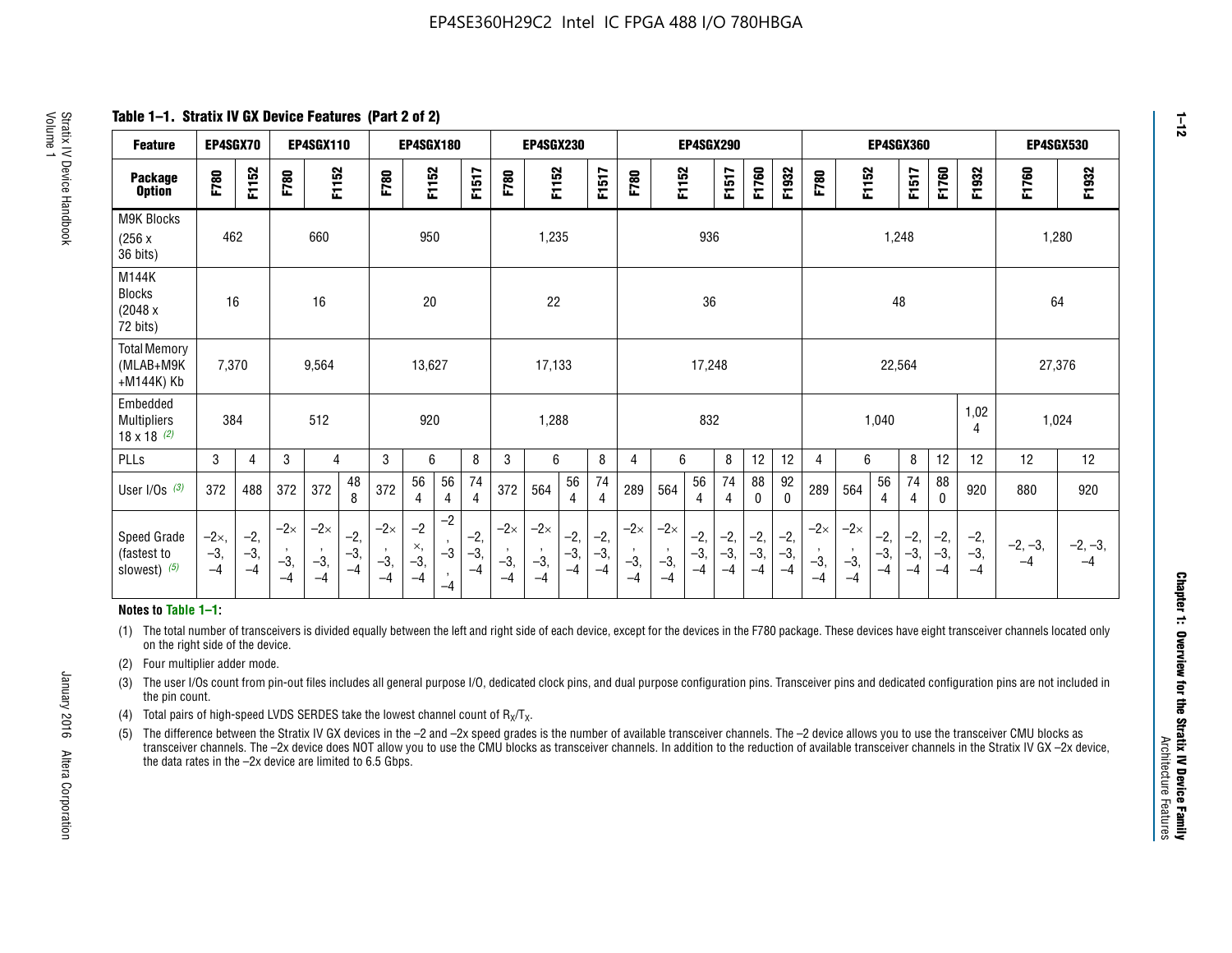# Table 1–1. Stratix IV GX Device Features (Part 2 of 2)

| Feature | EP4SGX70 | | EP4SGX110 | | | EP4SGX180 | | | | EP4SGX230 | | | | EP4SGX290 | | | | | | EP4SGX360 | | | | | | EP4SGX530 | |
|---|---|---|---|---|---|---|---|---|---|---|---|---|---|---|---|---|---|---|---|---|---|---|---|---|---|---|---|
| Package Option | F780 | F1152 | F780 | F1152 | | F780 | F1152 | | F1517 | F780 | F1152 | | F1517 | F780 | F1152 | | F1517 | F1760 | F1932 | F780 | F1152 | | F1517 | F1760 | F1932 | F1760 | F1932 |
| M9K Blocks (256 x 36 bits) | 462 | | 660 | | | 950 | | | | 1,235 | | | | 936 | | | | | | 1,248 | | | | | | 1,280 | |
| M144K Blocks (2048 x 72 bits) | 16 | | 16 | | | 20 | | | | 22 | | | | 36 | | | | | | 48 | | | | | | 64 | |
| Total Memory (MLAB+M9K +M144K) Kb | 7,370 | | 9,564 | | | 13,627 | | | | 17,133 | | | | 17,248 | | | | | | 22,564 | | | | | | 27,376 | |
| Embedded Multipliers 18 x 18 (2) | 384 | | 512 | | | 920 | | | | 1,288 | | | | 832 | | | | | | 1,040 | | | | | 1,024 | 1,024 | |
| PLLs | 3 | 4 | 3 | 4 | | 3 | 6 | | 8 | 3 | 6 | | 8 | 4 | 6 | | 8 | 12 | 12 | 4 | 6 | | 8 | 12 | 12 | 12 | 12 |
| User I/Os (3) | 372 | 488 | 372 | 372 | 488 | 372 | 564 | 564 | 744 | 372 | 564 | 564 | 744 | 289 | 564 | 564 | 744 | 880 | 920 | 289 | 564 | 564 | 744 | 880 | 920 | 880 | 920 |
| Speed Grade (fastest to slowest) (5) | –2×, –3, –4 | –2, –3, –4 | –2×, –3, –4 | –2×, –3, –4 | –2, –3, –4 | –2×, –3, –4 | –2×, –3, –4 | –2, –3, –4 | –2, –3, –4 | –2×, –3, –4 | –2×, –3, –4 | –2, –3, –4 | –2, –3, –4 | –2×, –3, –4 | –2×, –3, –4 | –2, –3, –4 | –2, –3, –4 | –2, –3, –4 | –2, –3, –4 | –2×, –3, –4 | –2×, –3, –4 | –2, –3, –4 | –2, –3, –4 | –2, –3, –4 | –2, –3, –4 | –2, –3, –4 | –2, –3, –4 |

**Notes to Table 1–1:**

(1) The total number of transceivers is divided equally between the left and right side of each device, except for the devices in the F780 package. These devices have eight transceiver channels located only on the right side of the device.

(2) Four multiplier adder mode.

(3) The user I/Os count from pin-out files includes all general purpose I/O, dedicated clock pins, and dual purpose configuration pins. Transceiver pins and dedicated configuration pins are not included in the pin count.

(4) Total pairs of high-speed LVDS SERDES take the lowest channel count of $R_X/T_X$.

(5) The difference between the Stratix IV GX devices in the –2 and –2x speed grades is the number of available transceiver channels. The –2 device allows you to use the transceiver CMU blocks as transceiver channels. The –2x device does NOT allow you to use the CMU blocks as transceiver channels. In addition to the reduction of available transceiver channels in the Stratix IV GX –2x device, the data rates in the –2x device are limited to 6.5 Gbps.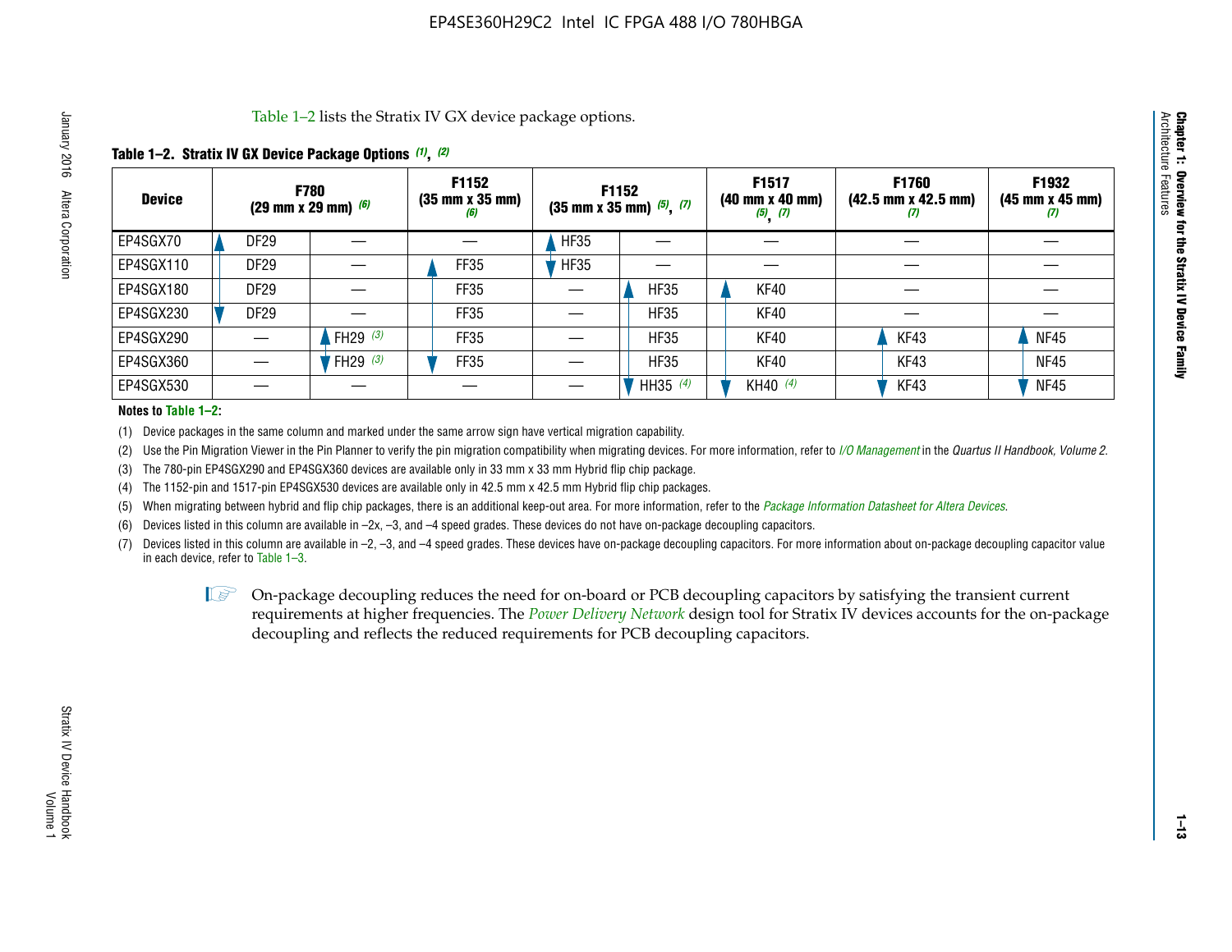Table 1–2 lists the Stratix IV GX device package options.

**Table 1–2. Stratix IV GX Device Package Options (1), (2)**

| Device | F780 (29 mm x 29 mm) (6) | | F1152 (35 mm x 35 mm) (6) | F1152 (35 mm x 35 mm) (5), (7) | | F1517 (40 mm x 40 mm) (5), (7) | F1760 (42.5 mm x 42.5 mm) (7) | F1932 (45 mm x 45 mm) (7) |
|---|---|---|---|---|---|---|---|---|
| EP4SGX70 | DF29 | — | — | HF35 | — | — | — | — |
| EP4SGX110 | DF29 | — | FF35 | HF35 | — | — | — | — |
| EP4SGX180 | DF29 | — | FF35 | — | HF35 | KF40 | — | — |
| EP4SGX230 | DF29 | — | FF35 | — | HF35 | KF40 | — | — |
| EP4SGX290 | — | FH29 (3) | FF35 | — | HF35 | KF40 | KF43 | NF45 |
| EP4SGX360 | — | FH29 (3) | FF35 | — | HF35 | KF40 | KF43 | NF45 |
| EP4SGX530 | — | — | — | — | HH35 (4) | KH40 (4) | KF43 | NF45 |

**Notes to Table 1–2:**

(1) Device packages in the same column and marked under the same arrow sign have vertical migration capability.

(2) Use the Pin Migration Viewer in the Pin Planner to verify the pin migration compatibility when migrating devices. For more information, refer to *I/O Management* in the *Quartus II Handbook, Volume 2*.

(3) The 780-pin EP4SGX290 and EP4SGX360 devices are available only in 33 mm x 33 mm Hybrid flip chip package.

(4) The 1152-pin and 1517-pin EP4SGX530 devices are available only in 42.5 mm x 42.5 mm Hybrid flip chip packages.

(5) When migrating between hybrid and flip chip packages, there is an additional keep-out area. For more information, refer to the *Package Information Datasheet for Altera Devices*.

(6) Devices listed in this column are available in –2x, –3, and –4 speed grades. These devices do not have on-package decoupling capacitors.

(7) Devices listed in this column are available in –2, –3, and –4 speed grades. These devices have on-package decoupling capacitors. For more information about on-package decoupling capacitor value in each device, refer to Table 1–3.

On-package decoupling reduces the need for on-board or PCB decoupling capacitors by satisfying the transient current requirements at higher frequencies. The *Power Delivery Network* design tool for Stratix IV devices accounts for the on-package decoupling and reflects the reduced requirements for PCB decoupling capacitors.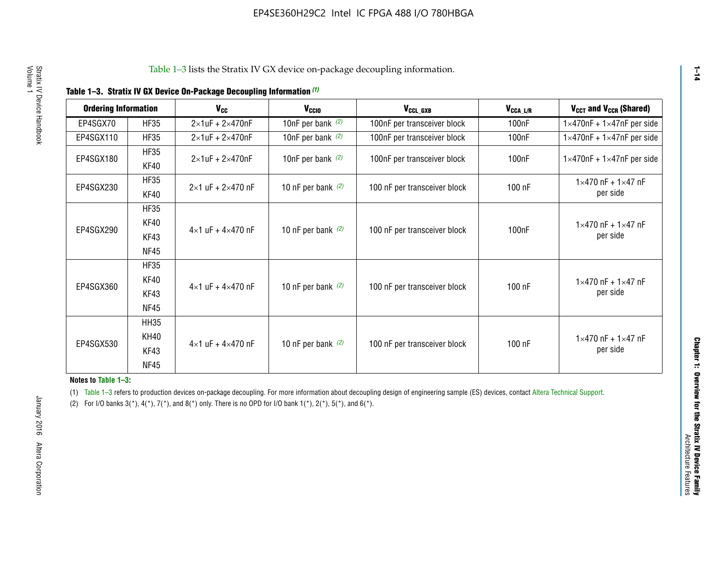Table 1–3 lists the Stratix IV GX device on-package decoupling information.

**Table 1–3. Stratix IV GX Device On-Package Decoupling Information (1)**

| Ordering Information | | $V_{CC}$ | $V_{CCIO}$ | $V_{CCL\_GXB}$ | $V_{CCA\_L/R}$ | $V_{CCT}$ and $V_{CCR}$ (Shared) |
|---|---|---|---|---|---|---|
| EP4SGX70 | HF35 | 2×1uF + 2×470nF | 10nF per bank (2) | 100nF per transceiver block | 100nF | 1×470nF + 1×47nF per side |
| EP4SGX110 | HF35 | 2×1uF + 2×470nF | 10nF per bank (2) | 100nF per transceiver block | 100nF | 1×470nF + 1×47nF per side |
| EP4SGX180 | HF35<br>KF40 | 2×1uF + 2×470nF | 10nF per bank (2) | 100nF per transceiver block | 100nF | 1×470nF + 1×47nF per side |
| EP4SGX230 | HF35<br>KF40 | 2×1 uF + 2×470 nF | 10 nF per bank (2) | 100 nF per transceiver block | 100 nF | 1×470 nF + 1×47 nF per side |
| EP4SGX290 | HF35<br>KF40<br>KF43<br>NF45 | 4×1 uF + 4×470 nF | 10 nF per bank (2) | 100 nF per transceiver block | 100nF | 1×470 nF + 1×47 nF per side |
| EP4SGX360 | HF35<br>KF40<br>KF43<br>NF45 | 4×1 uF + 4×470 nF | 10 nF per bank (2) | 100 nF per transceiver block | 100 nF | 1×470 nF + 1×47 nF per side |
| EP4SGX530 | HH35<br>KH40<br>KF43<br>NF45 | 4×1 uF + 4×470 nF | 10 nF per bank (2) | 100 nF per transceiver block | 100 nF | 1×470 nF + 1×47 nF per side |

**Notes to Table 1–3:**

(1) Table 1–3 refers to production devices on-package decoupling. For more information about decoupling design of engineering sample (ES) devices, contact Altera Technical Support.

(2) For I/O banks 3(*), 4(*), 7(*), and 8(*) only. There is no OPD for I/O bank 1(*), 2(*), 5(*), and 6(*).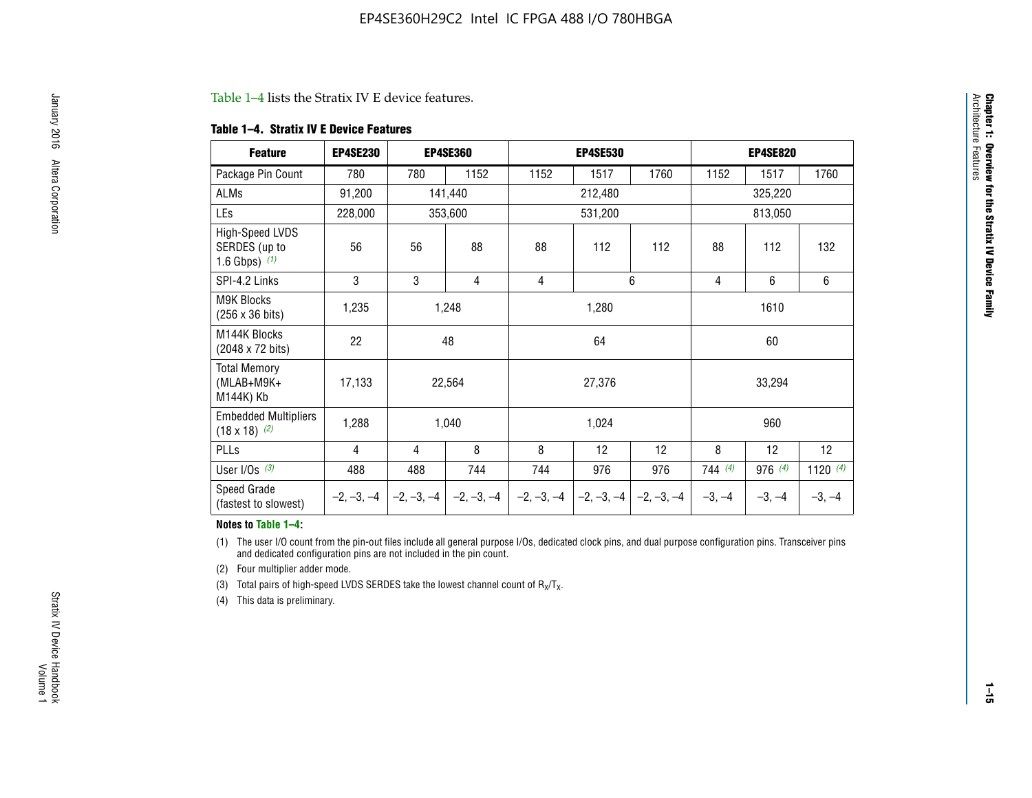Table 1–4 lists the Stratix IV E device features.

**Table 1–4. Stratix IV E Device Features**

| Feature | EP4SE230 | EP4SE360 | | EP4SE530 | | | EP4SE820 | | |
|---|---|---|---|---|---|---|---|---|---|
| Package Pin Count | 780 | 780 | 1152 | 1152 | 1517 | 1760 | 1152 | 1517 | 1760 |
| ALMs | 91,200 | 141,440 | | 212,480 | | | 325,220 | | |
| LEs | 228,000 | 353,600 | | 531,200 | | | 813,050 | | |
| High-Speed LVDS SERDES (up to 1.6 Gbps) *(1)* | 56 | 56 | 88 | 88 | 112 | 112 | 88 | 112 | 132 |
| SPI-4.2 Links | 3 | 3 | 4 | 4 | 6 | | 4 | 6 | 6 |
| M9K Blocks (256 x 36 bits) | 1,235 | 1,248 | | 1,280 | | | 1610 | | |
| M144K Blocks (2048 x 72 bits) | 22 | 48 | | 64 | | | 60 | | |
| Total Memory (MLAB+M9K+ M144K) Kb | 17,133 | 22,564 | | 27,376 | | | 33,294 | | |
| Embedded Multipliers (18 x 18) *(2)* | 1,288 | 1,040 | | 1,024 | | | 960 | | |
| PLLs | 4 | 4 | 8 | 8 | 12 | 12 | 8 | 12 | 12 |
| User I/Os *(3)* | 488 | 488 | 744 | 744 | 976 | 976 | 744 *(4)* | 976 *(4)* | 1120 *(4)* |
| Speed Grade (fastest to slowest) | –2, –3, –4 | –2, –3, –4 | –2, –3, –4 | –2, –3, –4 | –2, –3, –4 | –2, –3, –4 | –3, –4 | –3, –4 | –3, –4 |

**Notes to Table 1–4:**

(1) The user I/O count from the pin-out files include all general purpose I/Os, dedicated clock pins, and dual purpose configuration pins. Transceiver pins and dedicated configuration pins are not included in the pin count.

(2) Four multiplier adder mode.

(3) Total pairs of high-speed LVDS SERDES take the lowest channel count of $R_X/T_X$.

(4) This data is preliminary.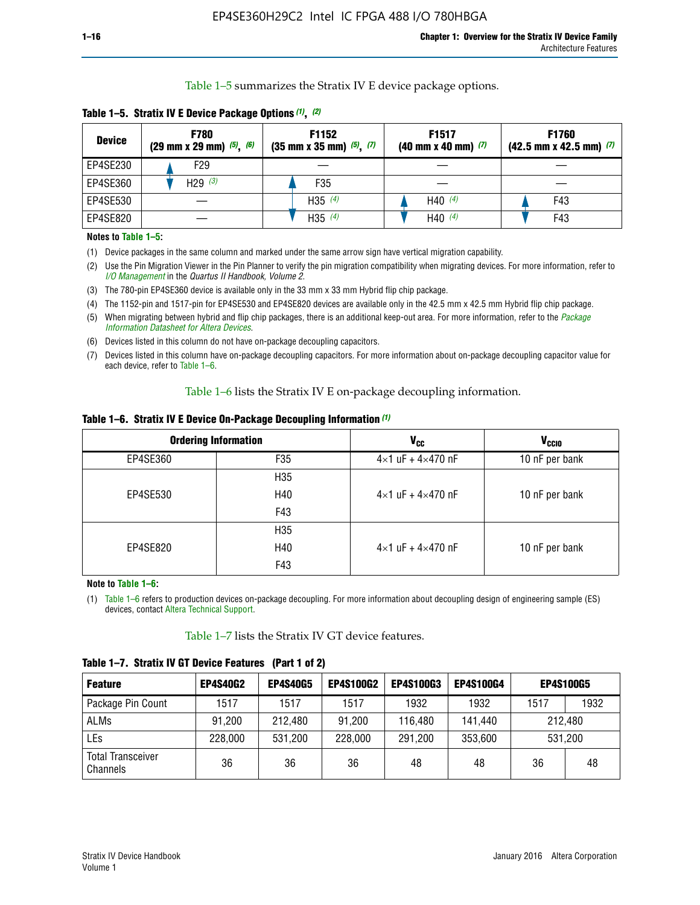Table 1–5 summarizes the Stratix IV E device package options.

**Table 1–5. Stratix IV E Device Package Options (1), (2)**

| Device | F780 (29 mm x 29 mm) (5), (6) | F1152 (35 mm x 35 mm) (5), (7) | F1517 (40 mm x 40 mm) (7) | F1760 (42.5 mm x 42.5 mm) (7) |
|---|---|---|---|---|
| EP4SE230 | F29 | — | — | — |
| EP4SE360 | H29 (3) | F35 | — | — |
| EP4SE530 | — | H35 (4) | H40 (4) | F43 |
| EP4SE820 | — | H35 (4) | H40 (4) | F43 |

**Notes to Table 1–5:**

(1) Device packages in the same column and marked under the same arrow sign have vertical migration capability.

(2) Use the Pin Migration Viewer in the Pin Planner to verify the pin migration compatibility when migrating devices. For more information, refer to *I/O Management* in the *Quartus II Handbook, Volume 2*.

(3) The 780-pin EP4SE360 device is available only in the 33 mm x 33 mm Hybrid flip chip package.

(4) The 1152-pin and 1517-pin for EP4SE530 and EP4SE820 devices are available only in the 42.5 mm x 42.5 mm Hybrid flip chip package.

(5) When migrating between hybrid and flip chip packages, there is an additional keep-out area. For more information, refer to the *Package Information Datasheet for Altera Devices*.

(6) Devices listed in this column do not have on-package decoupling capacitors.

(7) Devices listed in this column have on-package decoupling capacitors. For more information about on-package decoupling capacitor value for each device, refer to Table 1–6.

Table 1–6 lists the Stratix IV E on-package decoupling information.

**Table 1–6. Stratix IV E Device On-Package Decoupling Information (1)**

| Ordering Information | | $V_{CC}$ | $V_{CCIO}$ |
|---|---|---|---|
| EP4SE360 | F35 | 4×1 uF + 4×470 nF | 10 nF per bank |
| EP4SE530 | H35 | 4×1 uF + 4×470 nF | 10 nF per bank |
| | H40 | | |
| | F43 | | |
| EP4SE820 | H35 | 4×1 uF + 4×470 nF | 10 nF per bank |
| | H40 | | |
| | F43 | | |

**Note to Table 1–6:**

(1) Table 1–6 refers to production devices on-package decoupling. For more information about decoupling design of engineering sample (ES) devices, contact Altera Technical Support.

Table 1–7 lists the Stratix IV GT device features.

**Table 1–7. Stratix IV GT Device Features (Part 1 of 2)**

| Feature | EP4S40G2 | EP4S40G5 | EP4S100G2 | EP4S100G3 | EP4S100G4 | EP4S100G5 | |
|---|---|---|---|---|---|---|---|
| Package Pin Count | 1517 | 1517 | 1517 | 1932 | 1932 | 1517 | 1932 |
| ALMs | 91,200 | 212,480 | 91,200 | 116,480 | 141,440 | 212,480 | |
| LEs | 228,000 | 531,200 | 228,000 | 291,200 | 353,600 | 531,200 | |
| Total Transceiver Channels | 36 | 36 | 36 | 48 | 48 | 36 | 48 |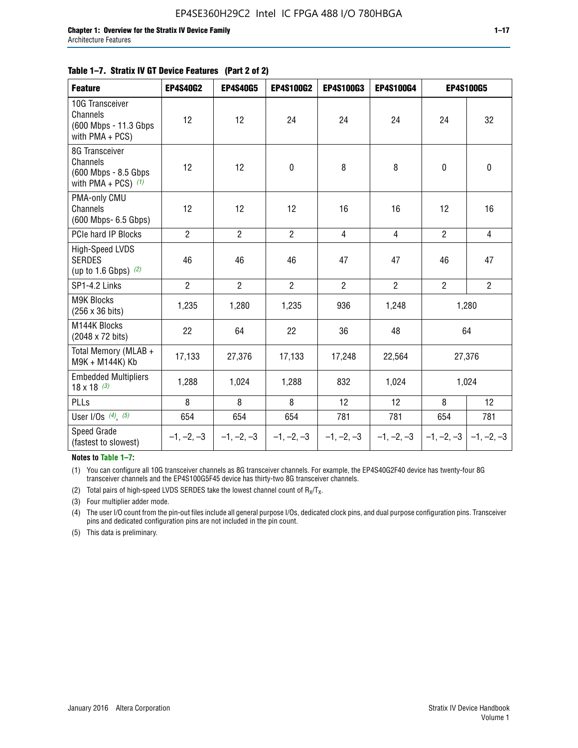**Table 1–7. Stratix IV GT Device Features (Part 2 of 2)**

| Feature | EP4S40G2 | EP4S40G5 | EP4S100G2 | EP4S100G3 | EP4S100G4 | EP4S100G5 | |
|---|---|---|---|---|---|---|---|
| 10G Transceiver Channels (600 Mbps - 11.3 Gbps with PMA + PCS) | 12 | 12 | 24 | 24 | 24 | 24 | 32 |
| 8G Transceiver Channels (600 Mbps - 8.5 Gbps with PMA + PCS) (1) | 12 | 12 | 0 | 8 | 8 | 0 | 0 |
| PMA-only CMU Channels (600 Mbps- 6.5 Gbps) | 12 | 12 | 12 | 16 | 16 | 12 | 16 |
| PCIe hard IP Blocks | 2 | 2 | 2 | 4 | 4 | 2 | 4 |
| High-Speed LVDS SERDES (up to 1.6 Gbps) (2) | 46 | 46 | 46 | 47 | 47 | 46 | 47 |
| SP1-4.2 Links | 2 | 2 | 2 | 2 | 2 | 2 | 2 |
| M9K Blocks (256 x 36 bits) | 1,235 | 1,280 | 1,235 | 936 | 1,248 | 1,280 | |
| M144K Blocks (2048 x 72 bits) | 22 | 64 | 22 | 36 | 48 | 64 | |
| Total Memory (MLAB + M9K + M144K) Kb | 17,133 | 27,376 | 17,133 | 17,248 | 22,564 | 27,376 | |
| Embedded Multipliers 18 x 18 (3) | 1,288 | 1,024 | 1,288 | 832 | 1,024 | 1,024 | |
| PLLs | 8 | 8 | 8 | 12 | 12 | 8 | 12 |
| User I/Os (4), (5) | 654 | 654 | 654 | 781 | 781 | 654 | 781 |
| Speed Grade (fastest to slowest) | –1, –2, –3 | –1, –2, –3 | –1, –2, –3 | –1, –2, –3 | –1, –2, –3 | –1, –2, –3 | –1, –2, –3 |

**Notes to Table 1–7:**

(1) You can configure all 10G transceiver channels as 8G transceiver channels. For example, the EP4S40G2F40 device has twenty-four 8G transceiver channels and the EP4S100G5F45 device has thirty-two 8G transceiver channels.

(2) Total pairs of high-speed LVDS SERDES take the lowest channel count of $R_X/T_X$.

(3) Four multiplier adder mode.

(4) The user I/O count from the pin-out files include all general purpose I/Os, dedicated clock pins, and dual purpose configuration pins. Transceiver pins and dedicated configuration pins are not included in the pin count.

(5) This data is preliminary.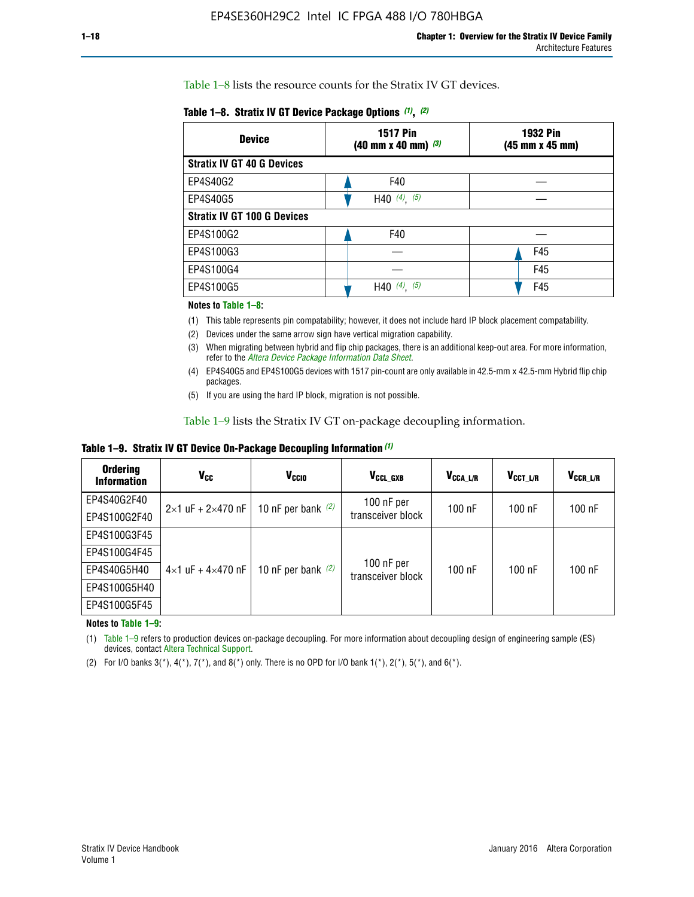Table 1–8 lists the resource counts for the Stratix IV GT devices.

**Table 1–8. Stratix IV GT Device Package Options (1), (2)**

| Device | 1517 Pin (40 mm x 40 mm) (3) | 1932 Pin (45 mm x 45 mm) |
|---|---|---|
| **Stratix IV GT 40 G Devices** | | |
| EP4S40G2 | F40 | — |
| EP4S40G5 | H40 (4), (5) | — |
| **Stratix IV GT 100 G Devices** | | |
| EP4S100G2 | F40 | — |
| EP4S100G3 | — | F45 |
| EP4S100G4 | — | F45 |
| EP4S100G5 | H40 (4), (5) | F45 |

**Notes to Table 1–8:**

(1) This table represents pin compatability; however, it does not include hard IP block placement compatability.

(2) Devices under the same arrow sign have vertical migration capability.

(3) When migrating between hybrid and flip chip packages, there is an additional keep-out area. For more information, refer to the *Altera Device Package Information Data Sheet*.

(4) EP4S40G5 and EP4S100G5 devices with 1517 pin-count are only available in 42.5-mm x 42.5-mm Hybrid flip chip packages.

(5) If you are using the hard IP block, migration is not possible.

Table 1–9 lists the Stratix IV GT on-package decoupling information.

**Table 1–9. Stratix IV GT Device On-Package Decoupling Information (1)**

| Ordering Information | $V_{CC}$ | $V_{CCIO}$ | $V_{CCL\_GXB}$ | $V_{CCA\_L/R}$ | $V_{CCT\_L/R}$ | $V_{CCR\_L/R}$ |
|---|---|---|---|---|---|---|
| EP4S40G2F40 | 2×1 uF + 2×470 nF | 10 nF per bank (2) | 100 nF per transceiver block | 100 nF | 100 nF | 100 nF |
| EP4S100G2F40 | | | | | | |
| EP4S100G3F45 | 4×1 uF + 4×470 nF | 10 nF per bank (2) | 100 nF per transceiver block | 100 nF | 100 nF | 100 nF |
| EP4S100G4F45 | | | | | | |
| EP4S40G5H40 | | | | | | |
| EP4S100G5H40 | | | | | | |
| EP4S100G5F45 | | | | | | |

**Notes to Table 1–9:**

(1) Table 1–9 refers to production devices on-package decoupling. For more information about decoupling design of engineering sample (ES) devices, contact Altera Technical Support.

(2) For I/O banks 3(*), 4(*), 7(*), and 8(*) only. There is no OPD for I/O bank 1(*), 2(*), 5(*), and 6(*).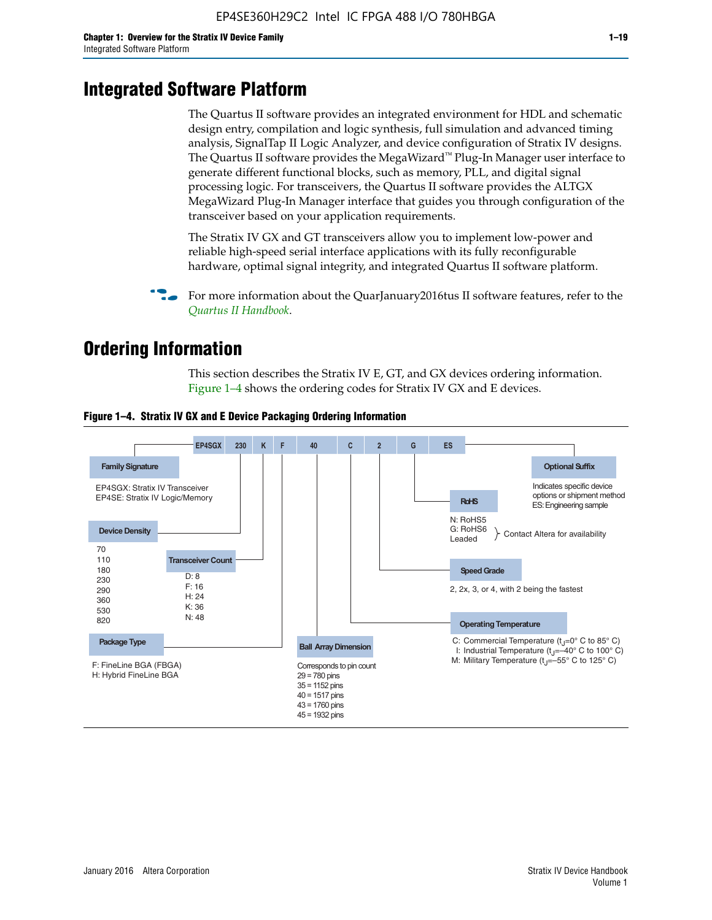# Integrated Software Platform

The Quartus II software provides an integrated environment for HDL and schematic design entry, compilation and logic synthesis, full simulation and advanced timing analysis, SignalTap II Logic Analyzer, and device configuration of Stratix IV designs. The Quartus II software provides the MegaWizard™ Plug-In Manager user interface to generate different functional blocks, such as memory, PLL, and digital signal processing logic. For transceivers, the Quartus II software provides the ALTGX MegaWizard Plug-In Manager interface that guides you through configuration of the transceiver based on your application requirements.

The Stratix IV GX and GT transceivers allow you to implement low-power and reliable high-speed serial interface applications with its fully reconfigurable hardware, optimal signal integrity, and integrated Quartus II software platform.

For more information about the QuarJanuary2016tus II software features, refer to the *Quartus II Handbook*.

# Ordering Information

This section describes the Stratix IV E, GT, and GX devices ordering information. Figure 1–4 shows the ordering codes for Stratix IV GX and E devices.

**Figure 1–4. Stratix IV GX and E Device Packaging Ordering Information**

EP4SGX 230 K F 40 C 2 G ES

**Family Signature**
EP4SGX: Stratix IV Transceiver
EP4SE: Stratix IV Logic/Memory

**Device Density**
70
110
180
230
290
360
530
820

**Transceiver Count**
D: 8
F: 16
H: 24
K: 36
N: 48

**Package Type**
F: FineLine BGA (FBGA)
H: Hybrid FineLine BGA

**Ball Array Dimension**
Corresponds to pin count
29 = 780 pins
35 = 1152 pins
40 = 1517 pins
43 = 1760 pins
45 = 1932 pins

**Operating Temperature**
C: Commercial Temperature ($t_J$=0° C to 85° C)
I: Industrial Temperature ($t_J$=–40° C to 100° C)
M: Military Temperature ($t_J$=–55° C to 125° C)

**Speed Grade**
2, 2x, 3, or 4, with 2 being the fastest

**RoHS**
N: RoHS5
G: RoHS6
Leaded
} Contact Altera for availability

**Optional Suffix**
Indicates specific device options or shipment method
ES: Engineering sample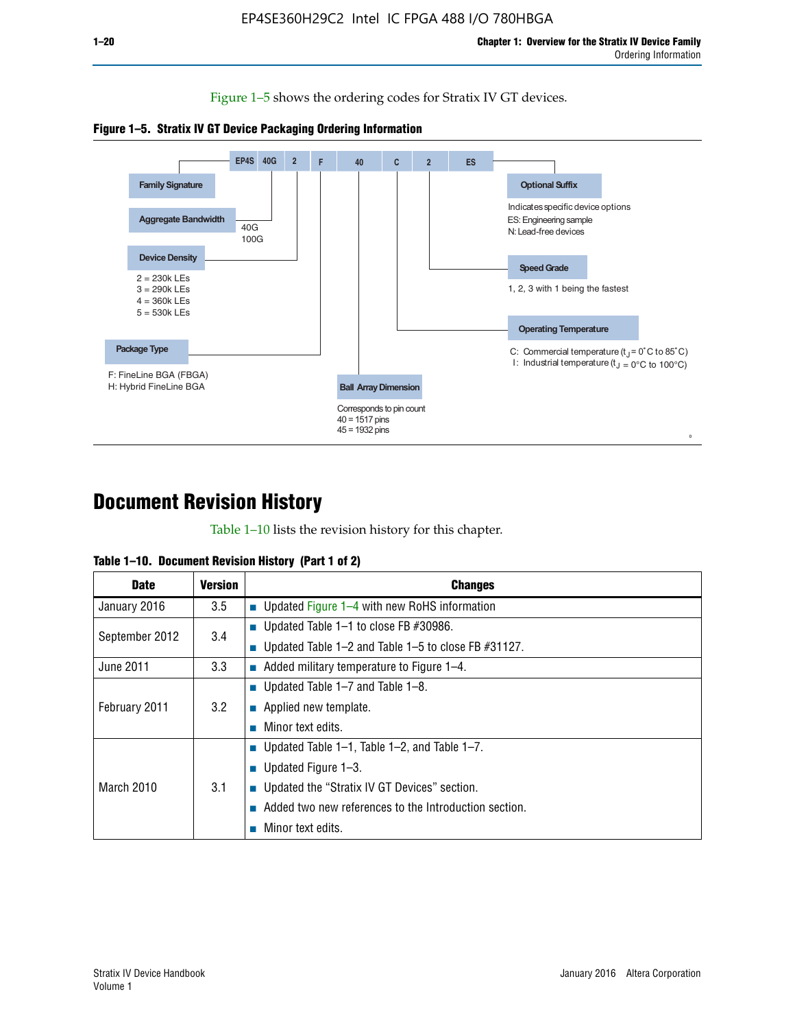Figure 1–5 shows the ordering codes for Stratix IV GT devices.

**Figure 1–5. Stratix IV GT Device Packaging Ordering Information**

EP4S 40G 2 F 40 C 2 ES

- **Family Signature**
- **Aggregate Bandwidth**: 40G, 100G
- **Device Density**: 2 = 230k LEs, 3 = 290k LEs, 4 = 360k LEs, 5 = 530k LEs
- **Package Type**: F: FineLine BGA (FBGA), H: Hybrid FineLine BGA
- **Ball Array Dimension**: Corresponds to pin count, 40 = 1517 pins, 45 = 1932 pins
- **Operating Temperature**: C: Commercial temperature ($t_J$ = 0˚C to 85˚C), I: Industrial temperature ($t_J$ = 0°C to 100°C)
- **Speed Grade**: 1, 2, 3 with 1 being the fastest
- **Optional Suffix**: Indicates specific device options, ES: Engineering sample, N: Lead-free devices

# Document Revision History

Table 1–10 lists the revision history for this chapter.

**Table 1–10. Document Revision History (Part 1 of 2)**

| Date | Version | Changes |
|---|---|---|
| January 2016 | 3.5 | ■ Updated Figure 1–4 with new RoHS information |
| September 2012 | 3.4 | ■ Updated Table 1–1 to close FB #30986.<br>■ Updated Table 1–2 and Table 1–5 to close FB #31127. |
| June 2011 | 3.3 | ■ Added military temperature to Figure 1–4. |
| February 2011 | 3.2 | ■ Updated Table 1–7 and Table 1–8.<br>■ Applied new template.<br>■ Minor text edits. |
| March 2010 | 3.1 | ■ Updated Table 1–1, Table 1–2, and Table 1–7.<br>■ Updated Figure 1–3.<br>■ Updated the "Stratix IV GT Devices" section.<br>■ Added two new references to the Introduction section.<br>■ Minor text edits. |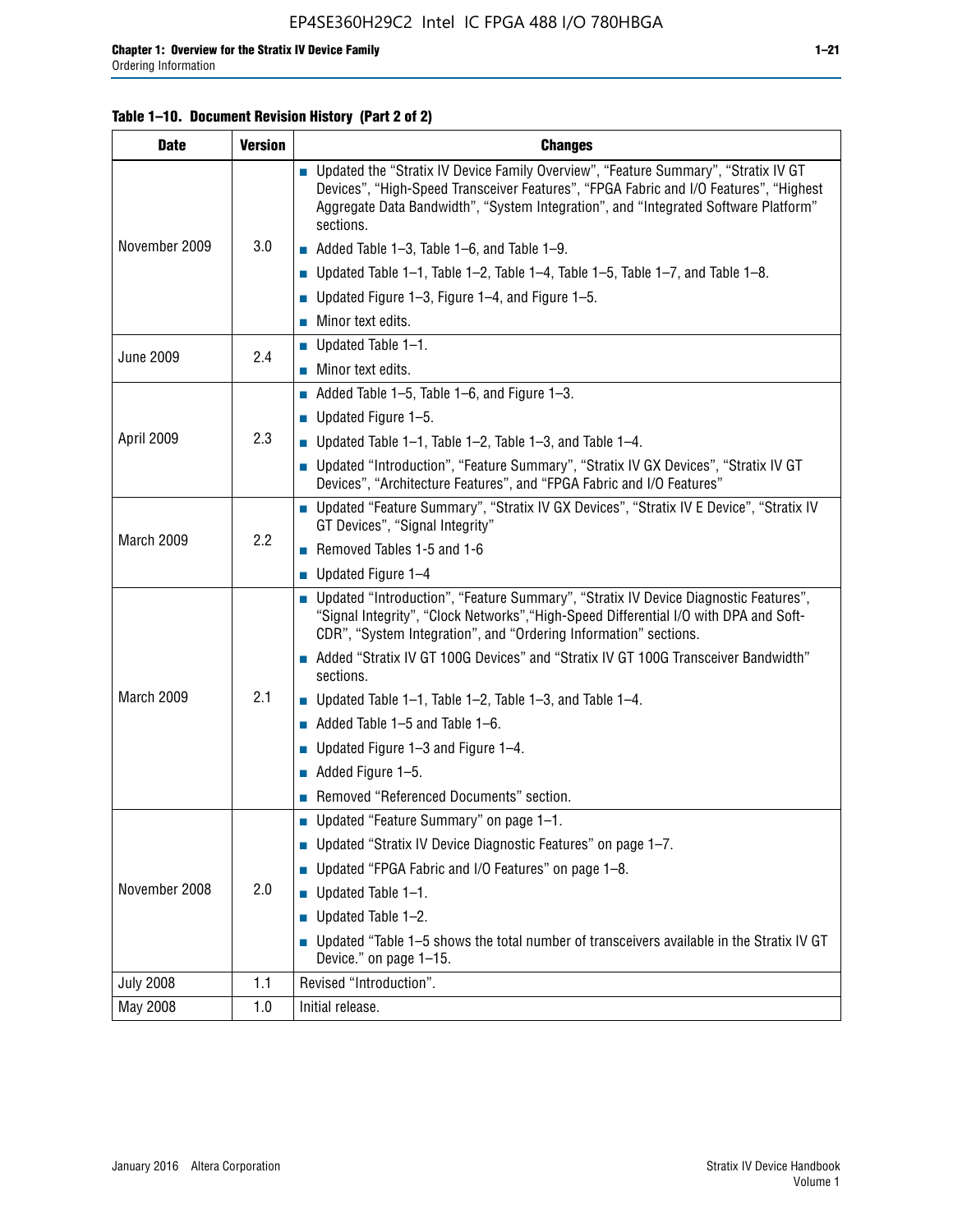**Table 1–10. Document Revision History (Part 2 of 2)**

| Date | Version | Changes |
|---|---|---|
| November 2009 | 3.0 | ■ Updated the "Stratix IV Device Family Overview", "Feature Summary", "Stratix IV GT Devices", "High-Speed Transceiver Features", "FPGA Fabric and I/O Features", "Highest Aggregate Data Bandwidth", "System Integration", and "Integrated Software Platform" sections. ■ Added Table 1–3, Table 1–6, and Table 1–9. ■ Updated Table 1–1, Table 1–2, Table 1–4, Table 1–5, Table 1–7, and Table 1–8. ■ Updated Figure 1–3, Figure 1–4, and Figure 1–5. ■ Minor text edits. |
| June 2009 | 2.4 | ■ Updated Table 1–1. ■ Minor text edits. |
| April 2009 | 2.3 | ■ Added Table 1–5, Table 1–6, and Figure 1–3. ■ Updated Figure 1–5. ■ Updated Table 1–1, Table 1–2, Table 1–3, and Table 1–4. ■ Updated "Introduction", "Feature Summary", "Stratix IV GX Devices", "Stratix IV GT Devices", "Architecture Features", and "FPGA Fabric and I/O Features" |
| March 2009 | 2.2 | ■ Updated "Feature Summary", "Stratix IV GX Devices", "Stratix IV E Device", "Stratix IV GT Devices", "Signal Integrity" ■ Removed Tables 1-5 and 1-6 ■ Updated Figure 1–4 |
| March 2009 | 2.1 | ■ Updated "Introduction", "Feature Summary", "Stratix IV Device Diagnostic Features", "Signal Integrity", "Clock Networks","High-Speed Differential I/O with DPA and Soft-CDR", "System Integration", and "Ordering Information" sections. ■ Added "Stratix IV GT 100G Devices" and "Stratix IV GT 100G Transceiver Bandwidth" sections. ■ Updated Table 1–1, Table 1–2, Table 1–3, and Table 1–4. ■ Added Table 1–5 and Table 1–6. ■ Updated Figure 1–3 and Figure 1–4. ■ Added Figure 1–5. ■ Removed "Referenced Documents" section. |
| November 2008 | 2.0 | ■ Updated "Feature Summary" on page 1–1. ■ Updated "Stratix IV Device Diagnostic Features" on page 1–7. ■ Updated "FPGA Fabric and I/O Features" on page 1–8. ■ Updated Table 1–1. ■ Updated Table 1–2. ■ Updated "Table 1–5 shows the total number of transceivers available in the Stratix IV GT Device." on page 1–15. |
| July 2008 | 1.1 | Revised "Introduction". |
| May 2008 | 1.0 | Initial release. |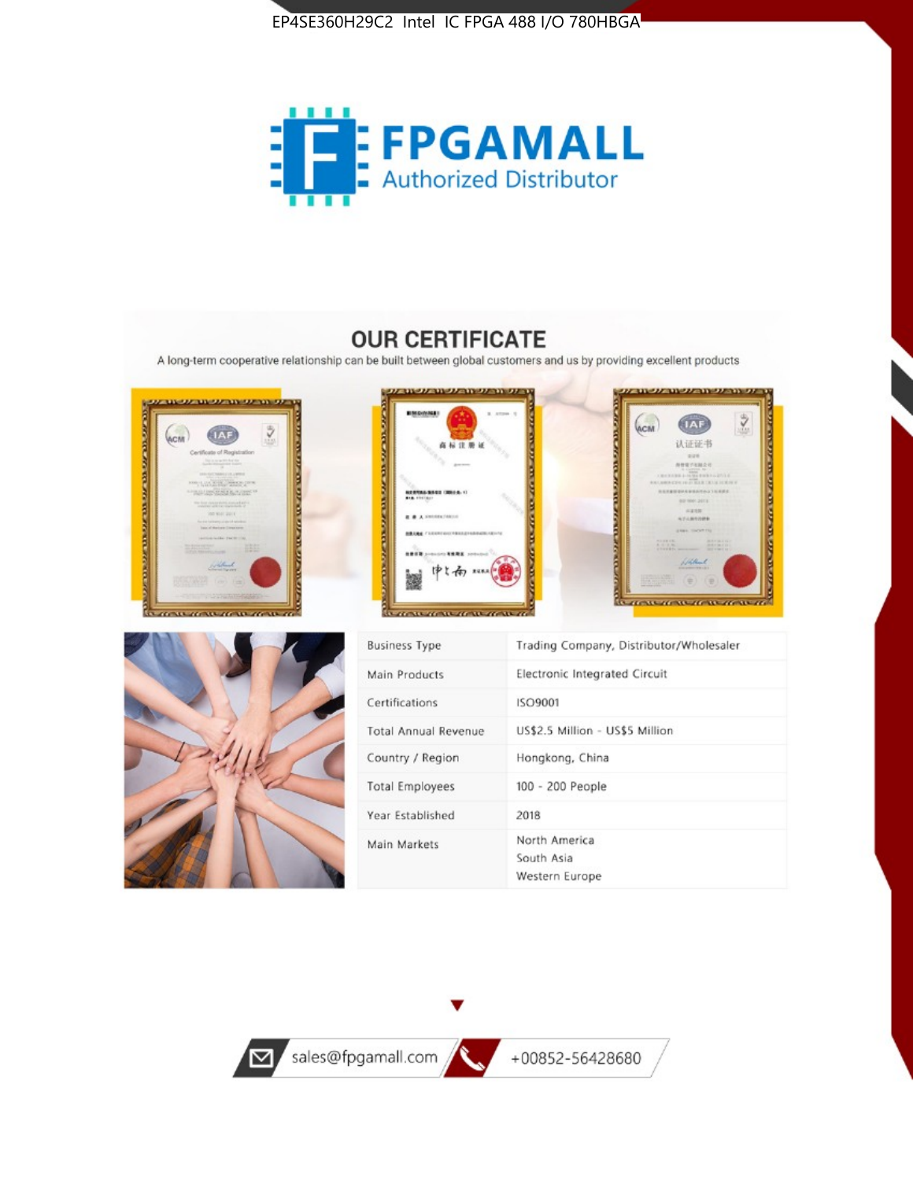FPGAMALL

Authorized Distributor

## OUR CERTIFICATE

A long-term cooperative relationship can be built between global customers and us by providing excellent products

| | |
|---|---|
| Business Type | Trading Company, Distributor/Wholesaler |
| Main Products | Electronic Integrated Circuit |
| Certifications | ISO9001 |
| Total Annual Revenue | US$2.5 Million - US$5 Million |
| Country / Region | Hongkong, China |
| Total Employees | 100 - 200 People |
| Year Established | 2018 |
| Main Markets | North America<br>South Asia<br>Western Europe |

sales@fpgamall.com

+00852-56428680